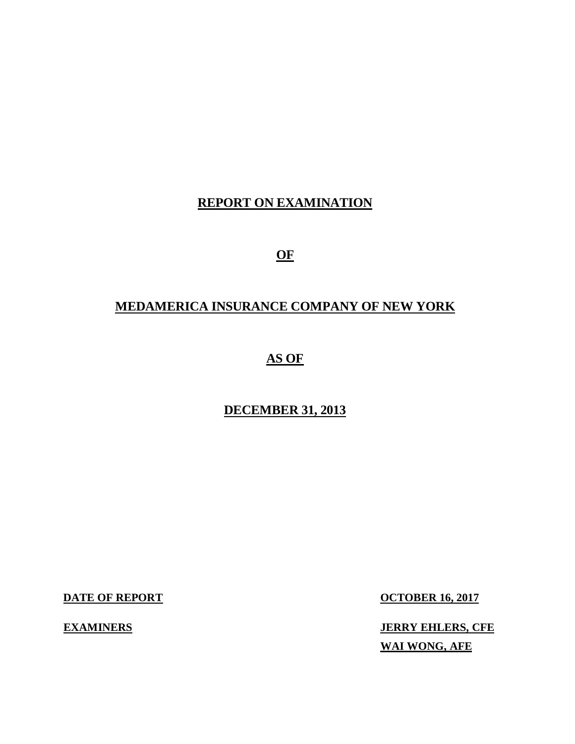# REPORT ON EXAMINATION

## OF

## MEDAMERICA INSURANCE COMPANY OF NEW YORK

## AS OF

## DECEMBER 31, 2013

**DATE OF REPORT** **OCTOBER 16, 2017**

**EXAMINERS** **JERRY EHLERS, CFE**
**WAI WONG, AFE**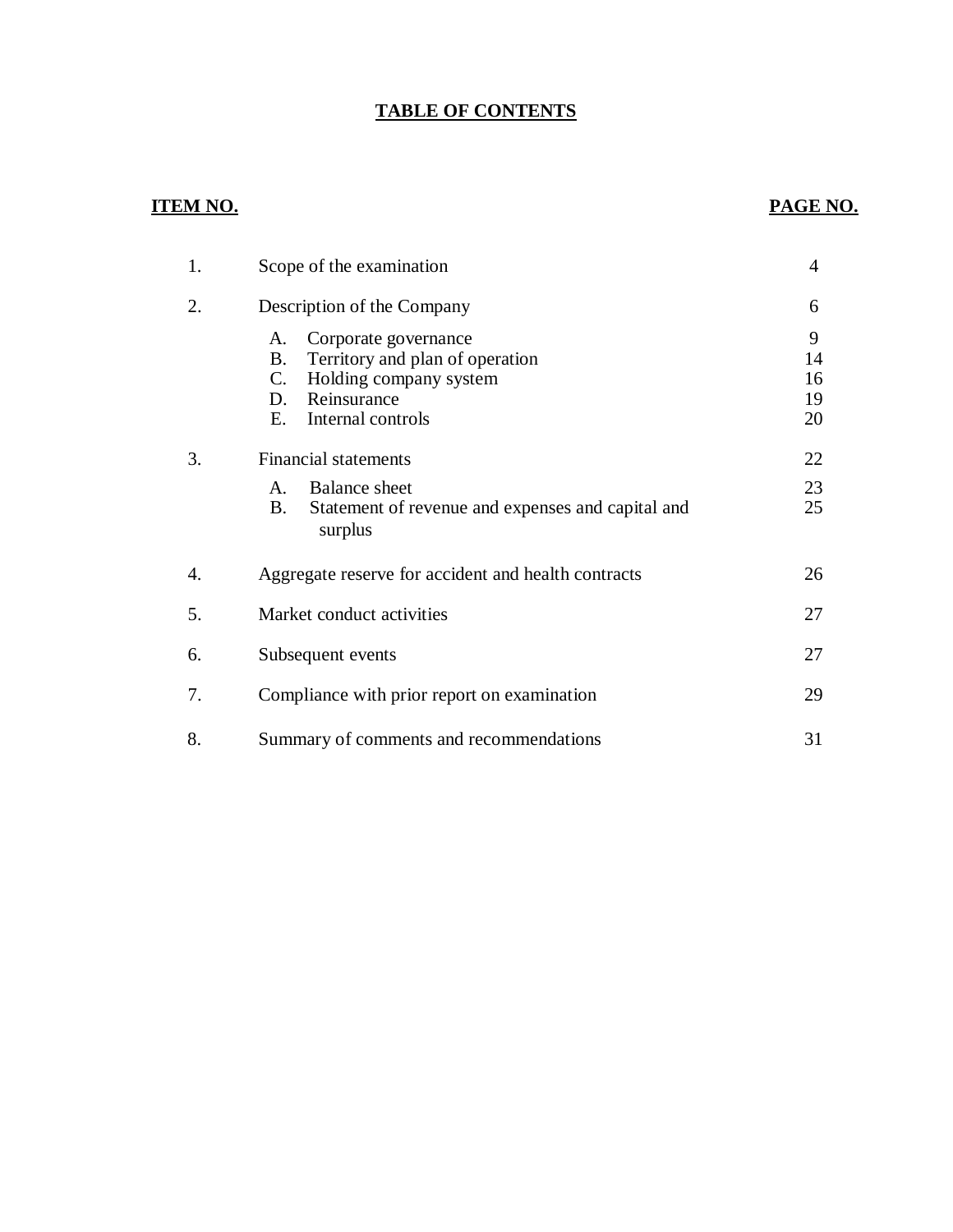# TABLE OF CONTENTS

| ITEM NO. | | PAGE NO. |
|---|---|---|
| 1. | Scope of the examination | 4 |
| 2. | Description of the Company | 6 |
| | A. Corporate governance | 9 |
| | B. Territory and plan of operation | 14 |
| | C. Holding company system | 16 |
| | D. Reinsurance | 19 |
| | E. Internal controls | 20 |
| 3. | Financial statements | 22 |
| | A. Balance sheet | 23 |
| | B. Statement of revenue and expenses and capital and surplus | 25 |
| 4. | Aggregate reserve for accident and health contracts | 26 |
| 5. | Market conduct activities | 27 |
| 6. | Subsequent events | 27 |
| 7. | Compliance with prior report on examination | 29 |
| 8. | Summary of comments and recommendations | 31 |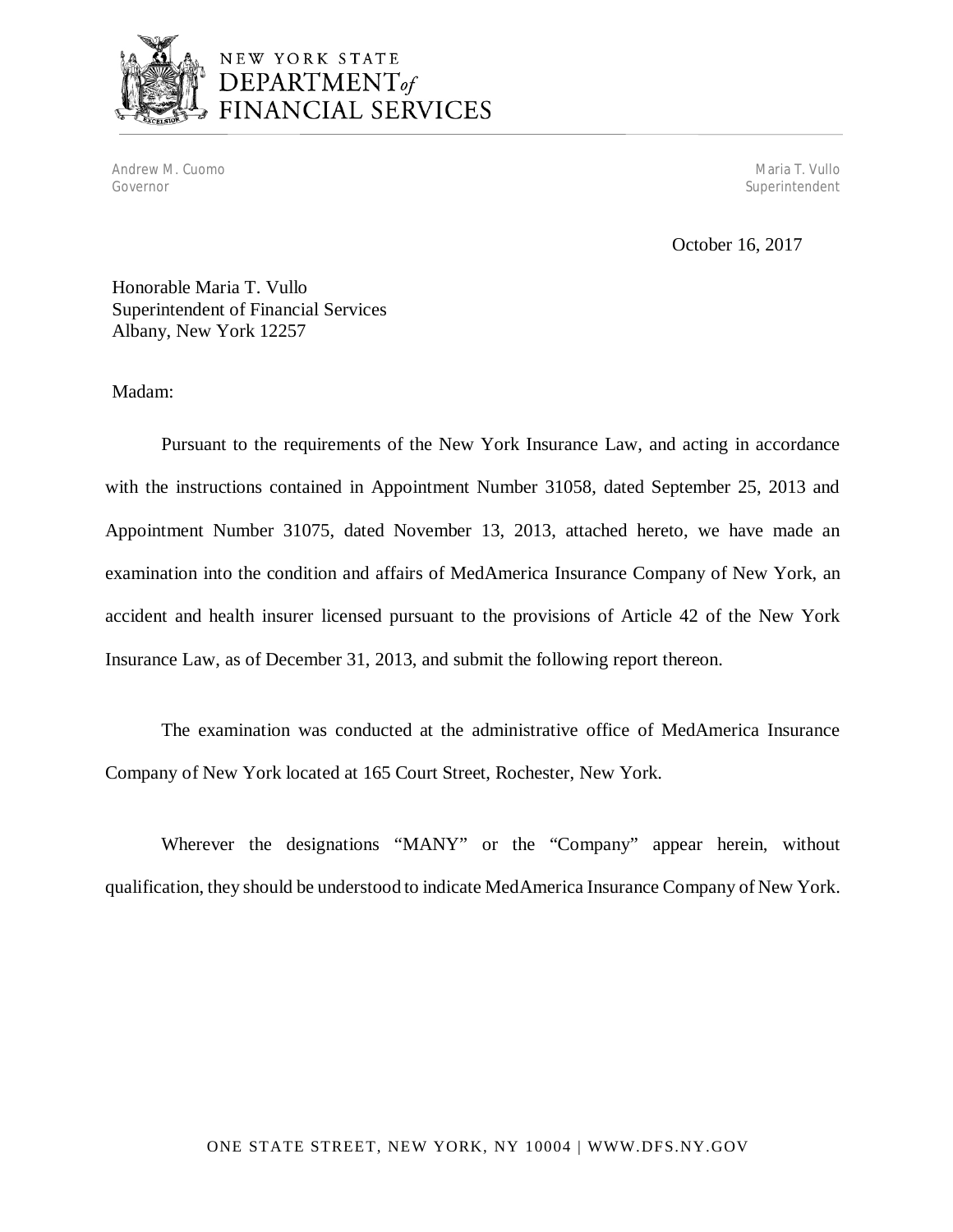NEW YORK STATE
DEPARTMENT *of*
FINANCIAL SERVICES

Andrew M. Cuomo
Governor

Maria T. Vullo
Superintendent

October 16, 2017

Honorable Maria T. Vullo
Superintendent of Financial Services
Albany, New York 12257

Madam:

Pursuant to the requirements of the New York Insurance Law, and acting in accordance with the instructions contained in Appointment Number 31058, dated September 25, 2013 and Appointment Number 31075, dated November 13, 2013, attached hereto, we have made an examination into the condition and affairs of MedAmerica Insurance Company of New York, an accident and health insurer licensed pursuant to the provisions of Article 42 of the New York Insurance Law, as of December 31, 2013, and submit the following report thereon.

The examination was conducted at the administrative office of MedAmerica Insurance Company of New York located at 165 Court Street, Rochester, New York.

Wherever the designations "MANY" or the "Company" appear herein, without qualification, they should be understood to indicate MedAmerica Insurance Company of New York.

ONE STATE STREET, NEW YORK, NY 10004 | WWW.DFS.NY.GOV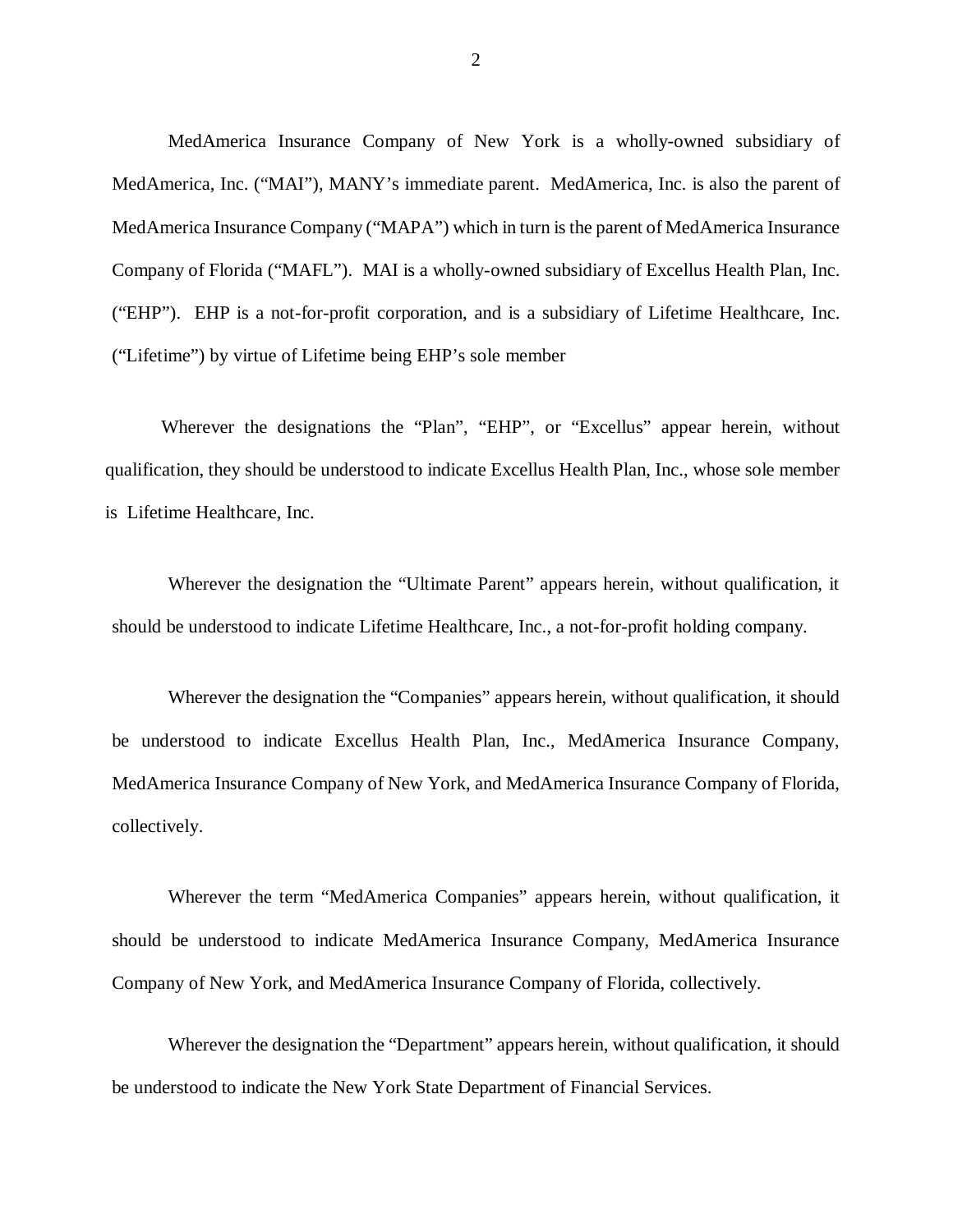MedAmerica Insurance Company of New York is a wholly-owned subsidiary of MedAmerica, Inc. ("MAI"), MANY's immediate parent. MedAmerica, Inc. is also the parent of MedAmerica Insurance Company ("MAPA") which in turn is the parent of MedAmerica Insurance Company of Florida ("MAFL"). MAI is a wholly-owned subsidiary of Excellus Health Plan, Inc. ("EHP"). EHP is a not-for-profit corporation, and is a subsidiary of Lifetime Healthcare, Inc. ("Lifetime") by virtue of Lifetime being EHP's sole member

Wherever the designations the "Plan", "EHP", or "Excellus" appear herein, without qualification, they should be understood to indicate Excellus Health Plan, Inc., whose sole member is Lifetime Healthcare, Inc.

Wherever the designation the "Ultimate Parent" appears herein, without qualification, it should be understood to indicate Lifetime Healthcare, Inc., a not-for-profit holding company.

Wherever the designation the "Companies" appears herein, without qualification, it should be understood to indicate Excellus Health Plan, Inc., MedAmerica Insurance Company, MedAmerica Insurance Company of New York, and MedAmerica Insurance Company of Florida, collectively.

Wherever the term "MedAmerica Companies" appears herein, without qualification, it should be understood to indicate MedAmerica Insurance Company, MedAmerica Insurance Company of New York, and MedAmerica Insurance Company of Florida, collectively.

Wherever the designation the "Department" appears herein, without qualification, it should be understood to indicate the New York State Department of Financial Services.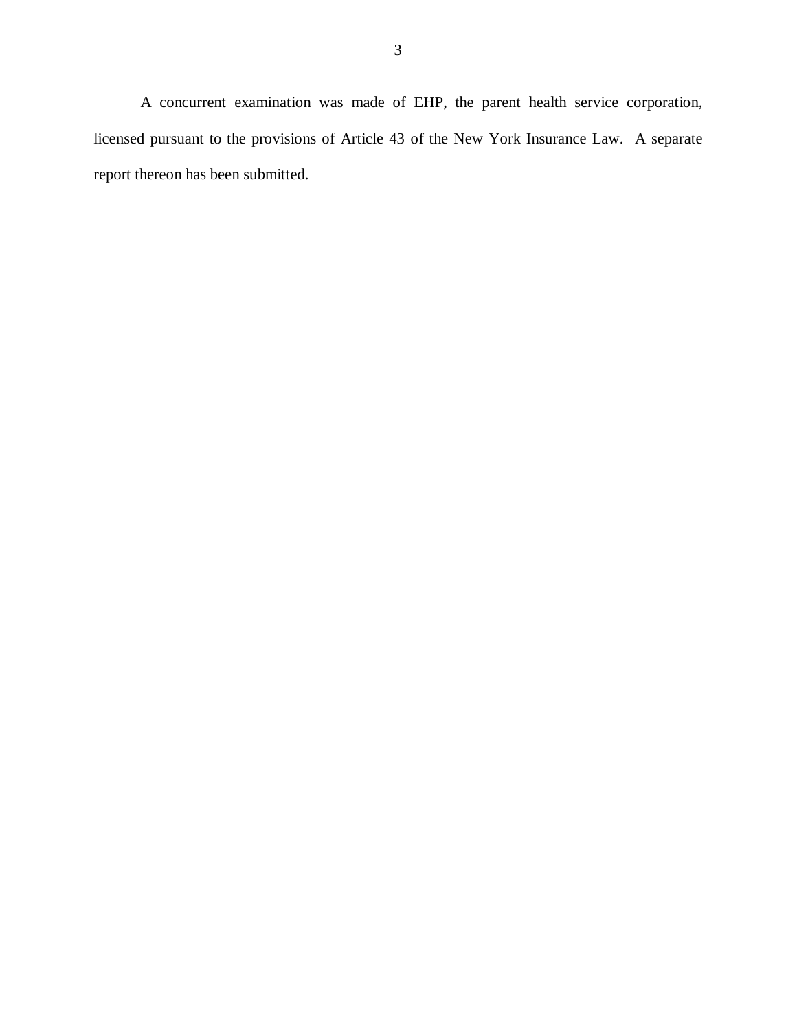A concurrent examination was made of EHP, the parent health service corporation, licensed pursuant to the provisions of Article 43 of the New York Insurance Law. A separate report thereon has been submitted.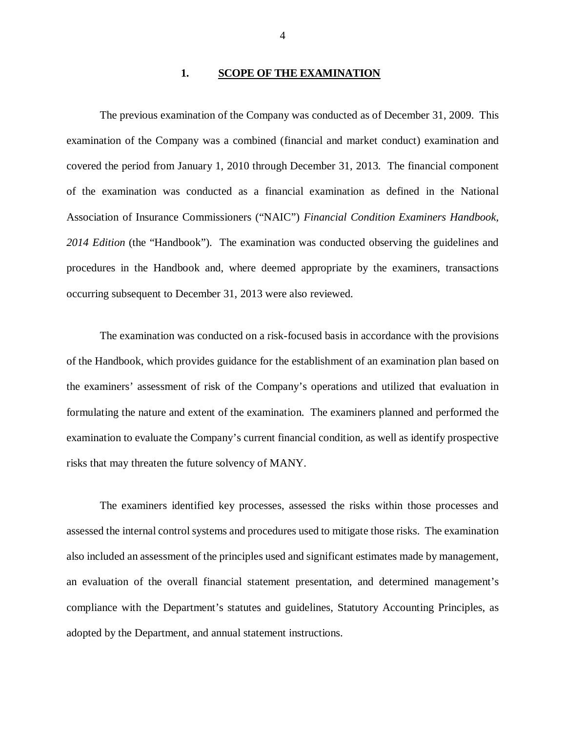## 1. **SCOPE OF THE EXAMINATION**

The previous examination of the Company was conducted as of December 31, 2009. This examination of the Company was a combined (financial and market conduct) examination and covered the period from January 1, 2010 through December 31, 2013. The financial component of the examination was conducted as a financial examination as defined in the National Association of Insurance Commissioners ("NAIC") *Financial Condition Examiners Handbook, 2014 Edition* (the "Handbook"). The examination was conducted observing the guidelines and procedures in the Handbook and, where deemed appropriate by the examiners, transactions occurring subsequent to December 31, 2013 were also reviewed.

The examination was conducted on a risk-focused basis in accordance with the provisions of the Handbook, which provides guidance for the establishment of an examination plan based on the examiners' assessment of risk of the Company's operations and utilized that evaluation in formulating the nature and extent of the examination. The examiners planned and performed the examination to evaluate the Company's current financial condition, as well as identify prospective risks that may threaten the future solvency of MANY.

The examiners identified key processes, assessed the risks within those processes and assessed the internal control systems and procedures used to mitigate those risks. The examination also included an assessment of the principles used and significant estimates made by management, an evaluation of the overall financial statement presentation, and determined management's compliance with the Department's statutes and guidelines, Statutory Accounting Principles, as adopted by the Department, and annual statement instructions.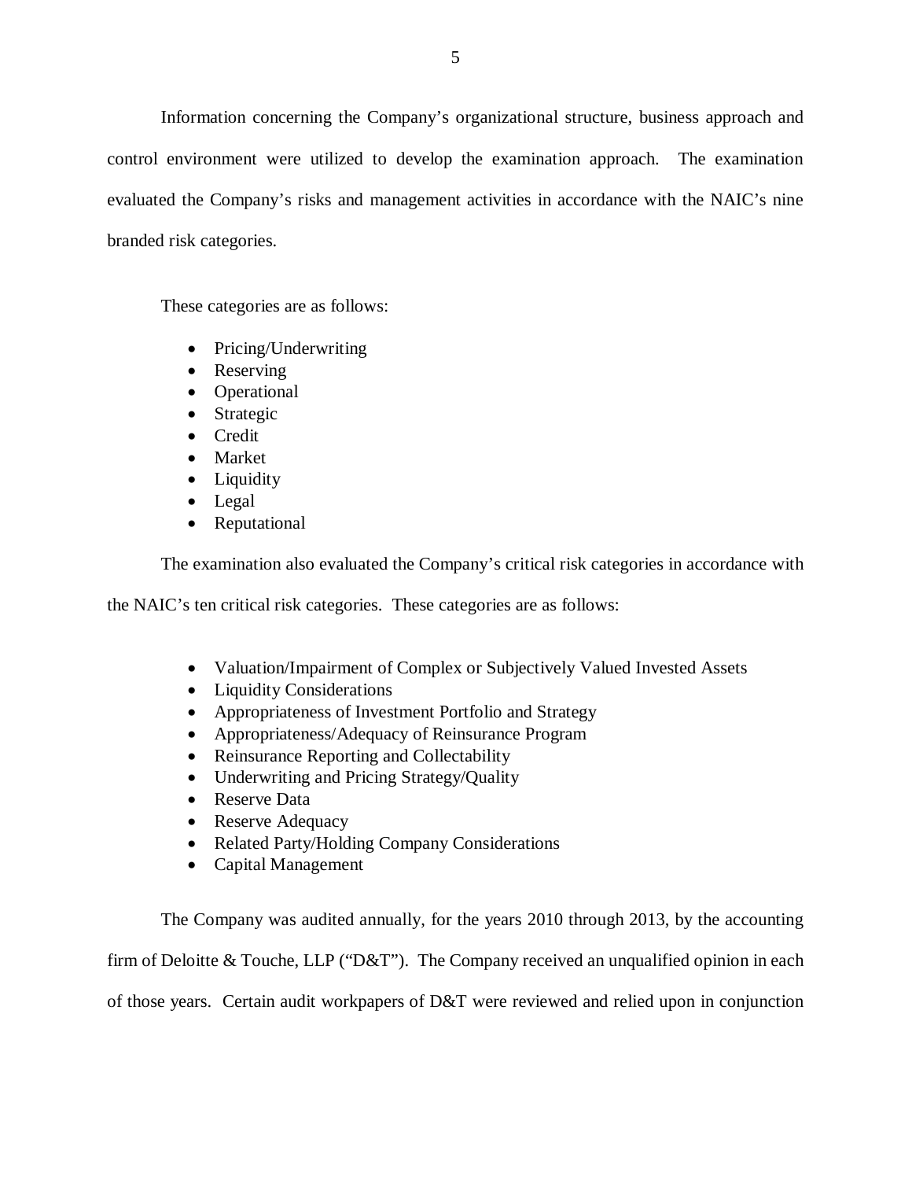Information concerning the Company's organizational structure, business approach and control environment were utilized to develop the examination approach. The examination evaluated the Company's risks and management activities in accordance with the NAIC's nine branded risk categories.

These categories are as follows:

- Pricing/Underwriting
- Reserving
- Operational
- Strategic
- Credit
- Market
- Liquidity
- Legal
- Reputational

The examination also evaluated the Company's critical risk categories in accordance with the NAIC's ten critical risk categories. These categories are as follows:

- Valuation/Impairment of Complex or Subjectively Valued Invested Assets
- Liquidity Considerations
- Appropriateness of Investment Portfolio and Strategy
- Appropriateness/Adequacy of Reinsurance Program
- Reinsurance Reporting and Collectability
- Underwriting and Pricing Strategy/Quality
- Reserve Data
- Reserve Adequacy
- Related Party/Holding Company Considerations
- Capital Management

The Company was audited annually, for the years 2010 through 2013, by the accounting firm of Deloitte & Touche, LLP ("D&T"). The Company received an unqualified opinion in each of those years. Certain audit workpapers of D&T were reviewed and relied upon in conjunction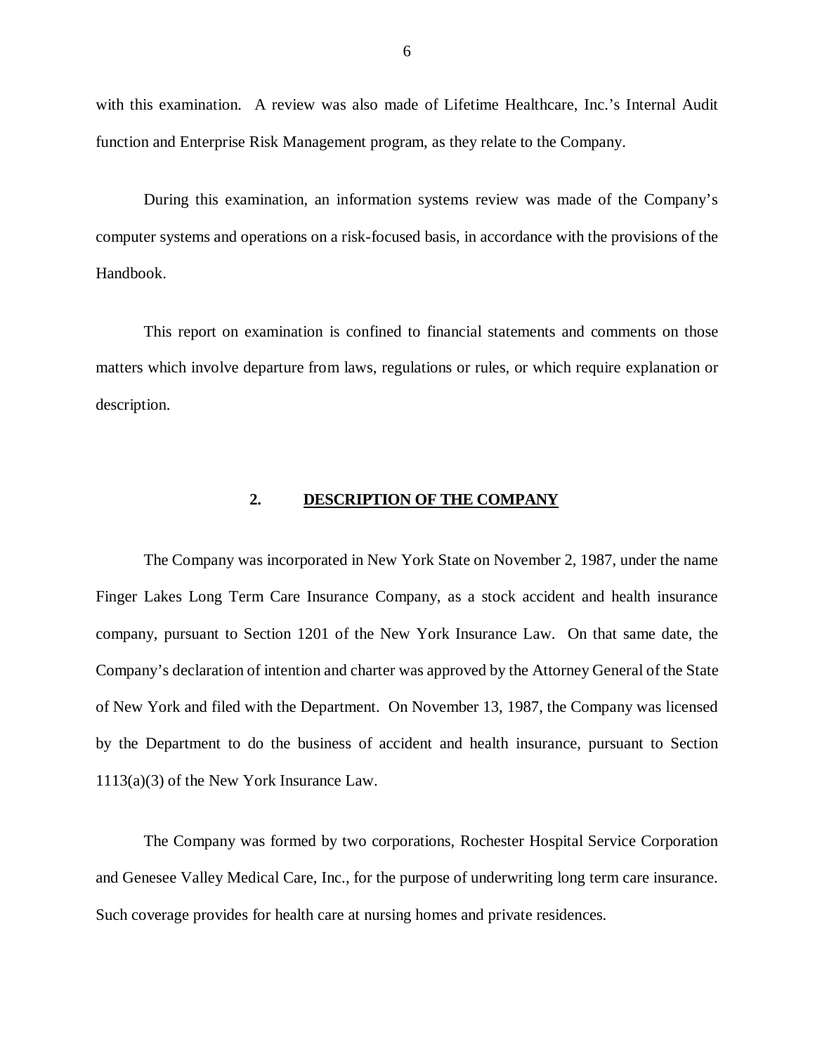with this examination. A review was also made of Lifetime Healthcare, Inc.'s Internal Audit function and Enterprise Risk Management program, as they relate to the Company.

During this examination, an information systems review was made of the Company's computer systems and operations on a risk-focused basis, in accordance with the provisions of the Handbook.

This report on examination is confined to financial statements and comments on those matters which involve departure from laws, regulations or rules, or which require explanation or description.

## 2. DESCRIPTION OF THE COMPANY

The Company was incorporated in New York State on November 2, 1987, under the name Finger Lakes Long Term Care Insurance Company, as a stock accident and health insurance company, pursuant to Section 1201 of the New York Insurance Law. On that same date, the Company's declaration of intention and charter was approved by the Attorney General of the State of New York and filed with the Department. On November 13, 1987, the Company was licensed by the Department to do the business of accident and health insurance, pursuant to Section 1113(a)(3) of the New York Insurance Law.

The Company was formed by two corporations, Rochester Hospital Service Corporation and Genesee Valley Medical Care, Inc., for the purpose of underwriting long term care insurance. Such coverage provides for health care at nursing homes and private residences.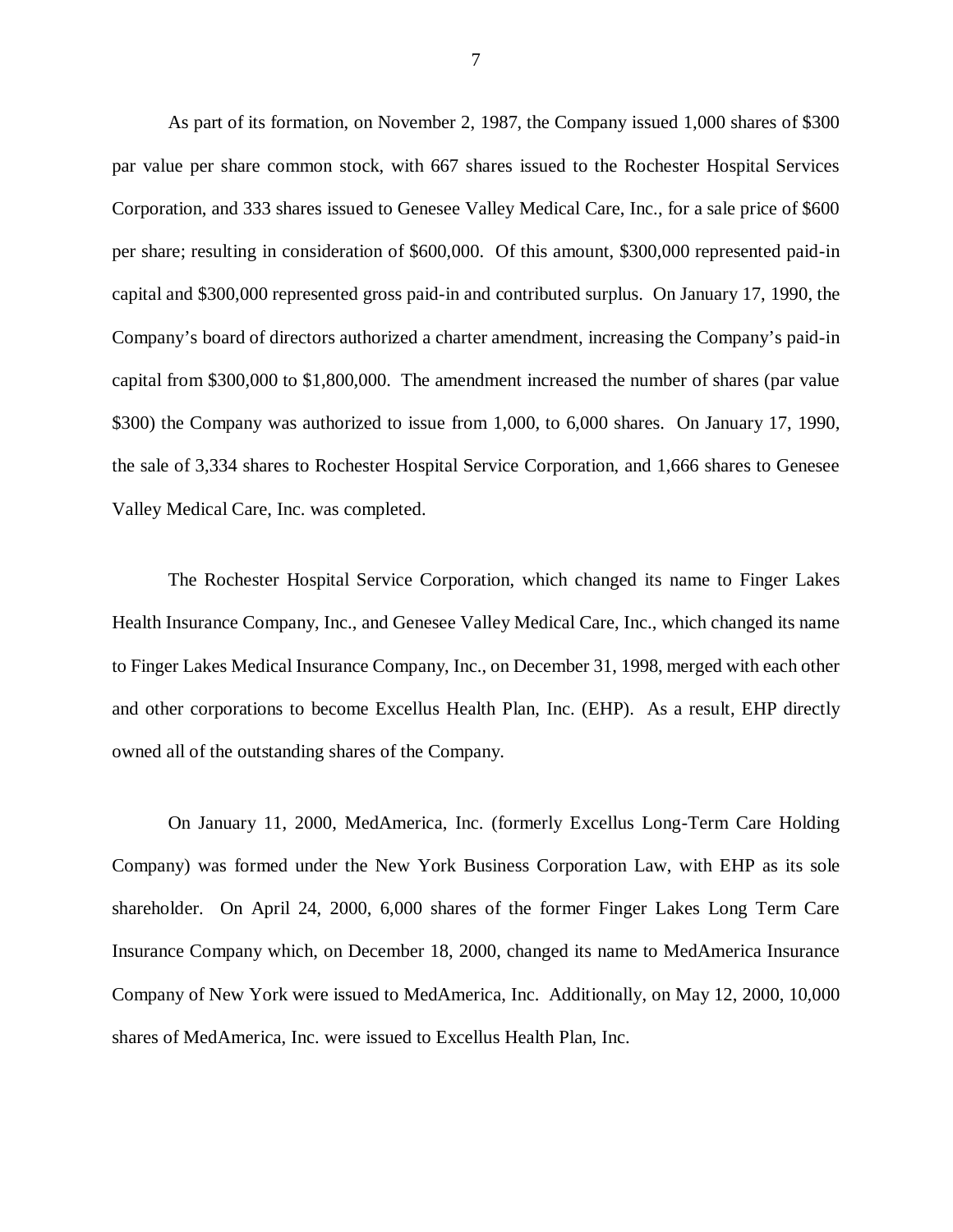As part of its formation, on November 2, 1987, the Company issued 1,000 shares of $300 par value per share common stock, with 667 shares issued to the Rochester Hospital Services Corporation, and 333 shares issued to Genesee Valley Medical Care, Inc., for a sale price of $600 per share; resulting in consideration of $600,000. Of this amount, $300,000 represented paid-in capital and $300,000 represented gross paid-in and contributed surplus. On January 17, 1990, the Company's board of directors authorized a charter amendment, increasing the Company's paid-in capital from $300,000 to $1,800,000. The amendment increased the number of shares (par value $300) the Company was authorized to issue from 1,000, to 6,000 shares. On January 17, 1990, the sale of 3,334 shares to Rochester Hospital Service Corporation, and 1,666 shares to Genesee Valley Medical Care, Inc. was completed.

The Rochester Hospital Service Corporation, which changed its name to Finger Lakes Health Insurance Company, Inc., and Genesee Valley Medical Care, Inc., which changed its name to Finger Lakes Medical Insurance Company, Inc., on December 31, 1998, merged with each other and other corporations to become Excellus Health Plan, Inc. (EHP). As a result, EHP directly owned all of the outstanding shares of the Company.

On January 11, 2000, MedAmerica, Inc. (formerly Excellus Long-Term Care Holding Company) was formed under the New York Business Corporation Law, with EHP as its sole shareholder. On April 24, 2000, 6,000 shares of the former Finger Lakes Long Term Care Insurance Company which, on December 18, 2000, changed its name to MedAmerica Insurance Company of New York were issued to MedAmerica, Inc. Additionally, on May 12, 2000, 10,000 shares of MedAmerica, Inc. were issued to Excellus Health Plan, Inc.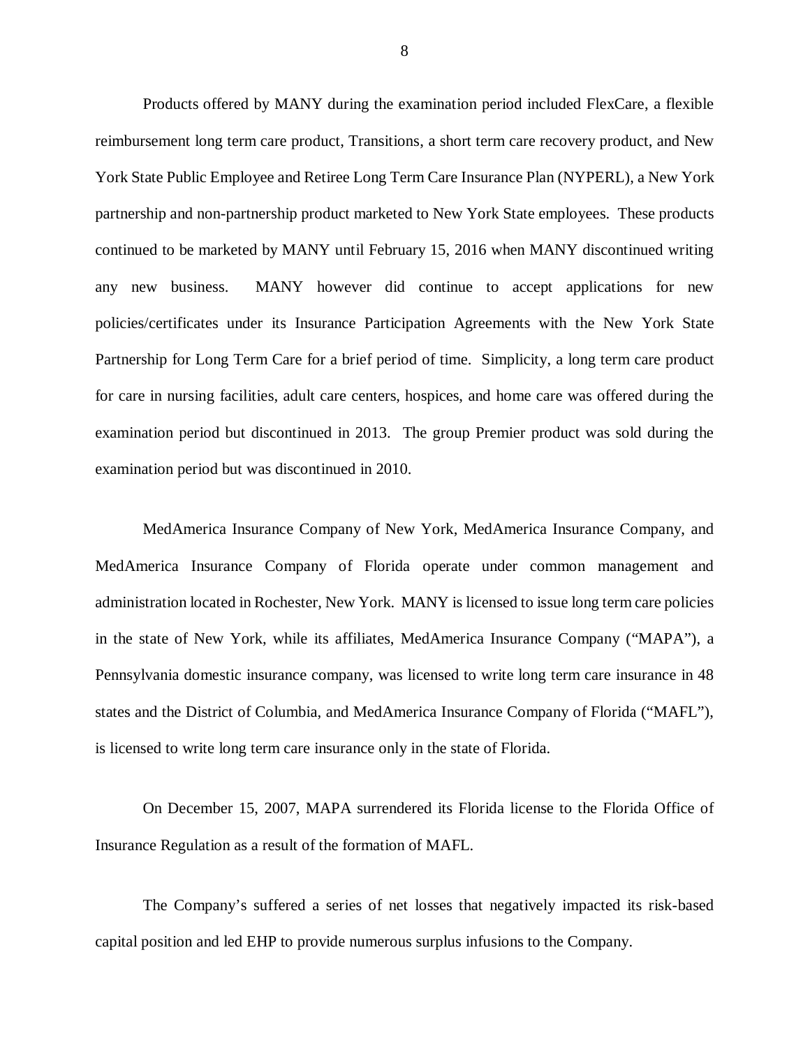Products offered by MANY during the examination period included FlexCare, a flexible reimbursement long term care product, Transitions, a short term care recovery product, and New York State Public Employee and Retiree Long Term Care Insurance Plan (NYPERL), a New York partnership and non-partnership product marketed to New York State employees. These products continued to be marketed by MANY until February 15, 2016 when MANY discontinued writing any new business. MANY however did continue to accept applications for new policies/certificates under its Insurance Participation Agreements with the New York State Partnership for Long Term Care for a brief period of time. Simplicity, a long term care product for care in nursing facilities, adult care centers, hospices, and home care was offered during the examination period but discontinued in 2013. The group Premier product was sold during the examination period but was discontinued in 2010.

MedAmerica Insurance Company of New York, MedAmerica Insurance Company, and MedAmerica Insurance Company of Florida operate under common management and administration located in Rochester, New York. MANY is licensed to issue long term care policies in the state of New York, while its affiliates, MedAmerica Insurance Company ("MAPA"), a Pennsylvania domestic insurance company, was licensed to write long term care insurance in 48 states and the District of Columbia, and MedAmerica Insurance Company of Florida ("MAFL"), is licensed to write long term care insurance only in the state of Florida.

On December 15, 2007, MAPA surrendered its Florida license to the Florida Office of Insurance Regulation as a result of the formation of MAFL.

The Company's suffered a series of net losses that negatively impacted its risk-based capital position and led EHP to provide numerous surplus infusions to the Company.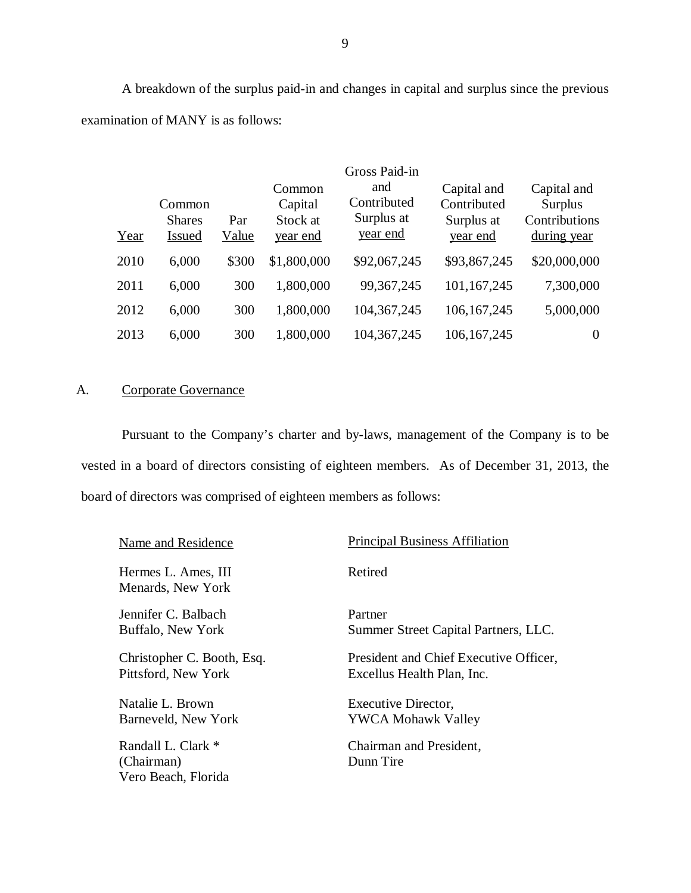A breakdown of the surplus paid-in and changes in capital and surplus since the previous examination of MANY is as follows:

| Year | Common Shares Issued | Par Value | Common Capital Stock at year end | Gross Paid-in and Contributed Surplus at year end | Capital and Contributed Surplus at year end | Capital and Surplus Contributions during year |
|---|---|---|---|---|---|---|
| 2010 | 6,000 | $300 | $1,800,000 | $92,067,245 | $93,867,245 | $20,000,000 |
| 2011 | 6,000 | 300 | 1,800,000 | 99,367,245 | 101,167,245 | 7,300,000 |
| 2012 | 6,000 | 300 | 1,800,000 | 104,367,245 | 106,167,245 | 5,000,000 |
| 2013 | 6,000 | 300 | 1,800,000 | 104,367,245 | 106,167,245 | 0 |

## A. Corporate Governance

Pursuant to the Company's charter and by-laws, management of the Company is to be vested in a board of directors consisting of eighteen members. As of December 31, 2013, the board of directors was comprised of eighteen members as follows:

| Name and Residence | Principal Business Affiliation |
|---|---|
| Hermes L. Ames, III<br>Menards, New York | Retired |
| Jennifer C. Balbach<br>Buffalo, New York | Partner<br>Summer Street Capital Partners, LLC. |
| Christopher C. Booth, Esq.<br>Pittsford, New York | President and Chief Executive Officer,<br>Excellus Health Plan, Inc. |
| Natalie L. Brown<br>Barneveld, New York | Executive Director,<br>YWCA Mohawk Valley |
| Randall L. Clark *<br>(Chairman)<br>Vero Beach, Florida | Chairman and President,<br>Dunn Tire |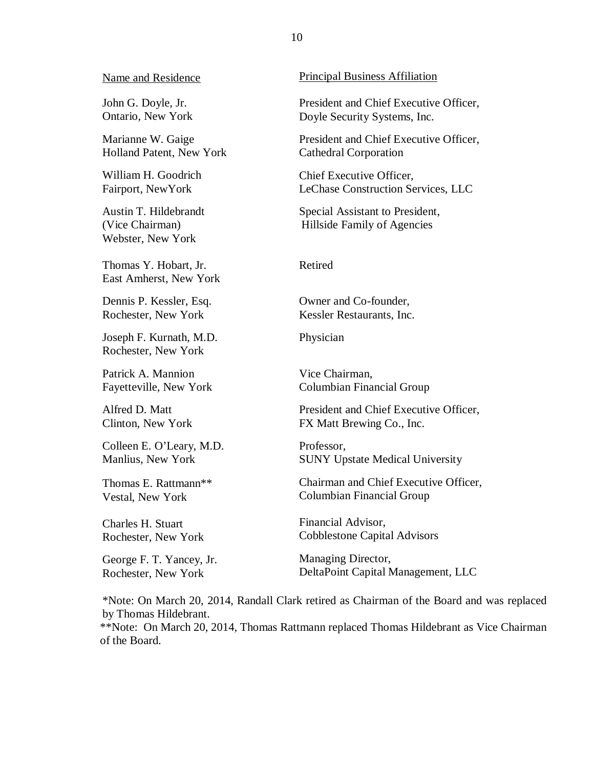| Name and Residence | Principal Business Affiliation |
|---|---|
| John G. Doyle, Jr.<br>Ontario, New York | President and Chief Executive Officer,<br>Doyle Security Systems, Inc. |
| Marianne W. Gaige<br>Holland Patent, New York | President and Chief Executive Officer,<br>Cathedral Corporation |
| William H. Goodrich<br>Fairport, NewYork | Chief Executive Officer,<br>LeChase Construction Services, LLC |
| Austin T. Hildebrandt<br>(Vice Chairman)<br>Webster, New York | Special Assistant to President,<br>Hillside Family of Agencies |
| Thomas Y. Hobart, Jr.<br>East Amherst, New York | Retired |
| Dennis P. Kessler, Esq.<br>Rochester, New York | Owner and Co-founder,<br>Kessler Restaurants, Inc. |
| Joseph F. Kurnath, M.D.<br>Rochester, New York | Physician |
| Patrick A. Mannion<br>Fayetteville, New York | Vice Chairman,<br>Columbian Financial Group |
| Alfred D. Matt<br>Clinton, New York | President and Chief Executive Officer,<br>FX Matt Brewing Co., Inc. |
| Colleen E. O'Leary, M.D.<br>Manlius, New York | Professor,<br>SUNY Upstate Medical University |
| Thomas E. Rattmann**<br>Vestal, New York | Chairman and Chief Executive Officer,<br>Columbian Financial Group |
| Charles H. Stuart<br>Rochester, New York | Financial Advisor,<br>Cobblestone Capital Advisors |
| George F. T. Yancey, Jr.<br>Rochester, New York | Managing Director,<br>DeltaPoint Capital Management, LLC |

*Note: On March 20, 2014, Randall Clark retired as Chairman of the Board and was replaced by Thomas Hildebrant.

**Note: On March 20, 2014, Thomas Rattmann replaced Thomas Hildebrant as Vice Chairman of the Board.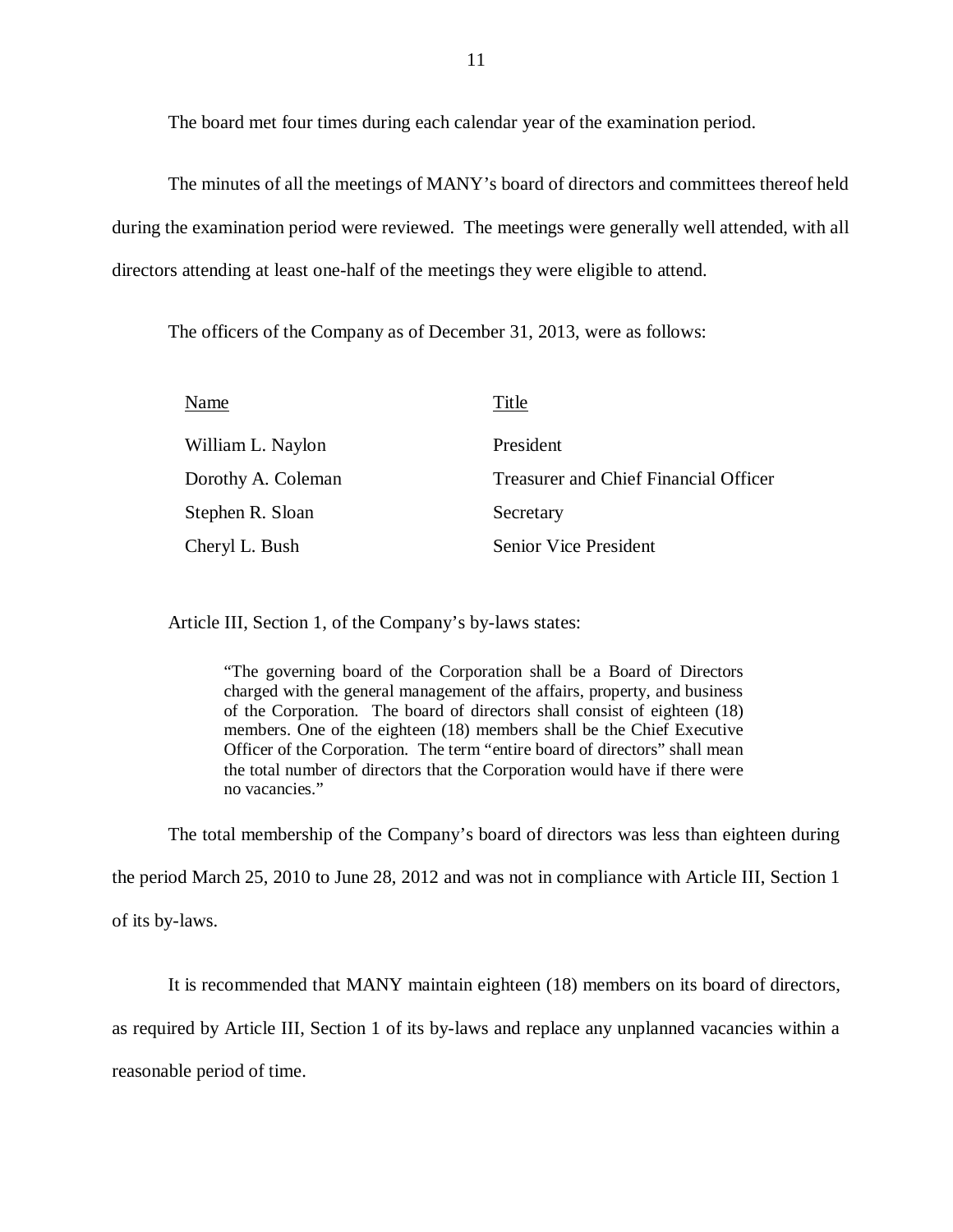The board met four times during each calendar year of the examination period.

The minutes of all the meetings of MANY's board of directors and committees thereof held during the examination period were reviewed. The meetings were generally well attended, with all directors attending at least one-half of the meetings they were eligible to attend.

The officers of the Company as of December 31, 2013, were as follows:

| Name | Title |
|---|---|
| William L. Naylon | President |
| Dorothy A. Coleman | Treasurer and Chief Financial Officer |
| Stephen R. Sloan | Secretary |
| Cheryl L. Bush | Senior Vice President |

Article III, Section 1, of the Company's by-laws states:

> "The governing board of the Corporation shall be a Board of Directors charged with the general management of the affairs, property, and business of the Corporation. The board of directors shall consist of eighteen (18) members. One of the eighteen (18) members shall be the Chief Executive Officer of the Corporation. The term "entire board of directors" shall mean the total number of directors that the Corporation would have if there were no vacancies."

The total membership of the Company's board of directors was less than eighteen during the period March 25, 2010 to June 28, 2012 and was not in compliance with Article III, Section 1 of its by-laws.

It is recommended that MANY maintain eighteen (18) members on its board of directors, as required by Article III, Section 1 of its by-laws and replace any unplanned vacancies within a reasonable period of time.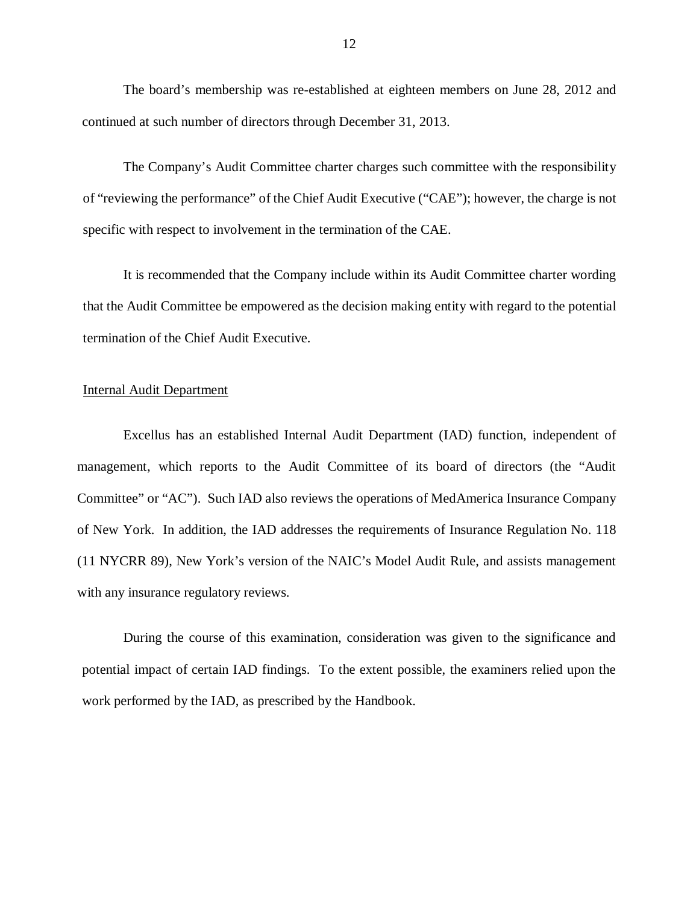The board's membership was re-established at eighteen members on June 28, 2012 and continued at such number of directors through December 31, 2013.

The Company's Audit Committee charter charges such committee with the responsibility of "reviewing the performance" of the Chief Audit Executive ("CAE"); however, the charge is not specific with respect to involvement in the termination of the CAE.

It is recommended that the Company include within its Audit Committee charter wording that the Audit Committee be empowered as the decision making entity with regard to the potential termination of the Chief Audit Executive.

## Internal Audit Department

Excellus has an established Internal Audit Department (IAD) function, independent of management, which reports to the Audit Committee of its board of directors (the "Audit Committee" or "AC"). Such IAD also reviews the operations of MedAmerica Insurance Company of New York. In addition, the IAD addresses the requirements of Insurance Regulation No. 118 (11 NYCRR 89), New York's version of the NAIC's Model Audit Rule, and assists management with any insurance regulatory reviews.

During the course of this examination, consideration was given to the significance and potential impact of certain IAD findings. To the extent possible, the examiners relied upon the work performed by the IAD, as prescribed by the Handbook.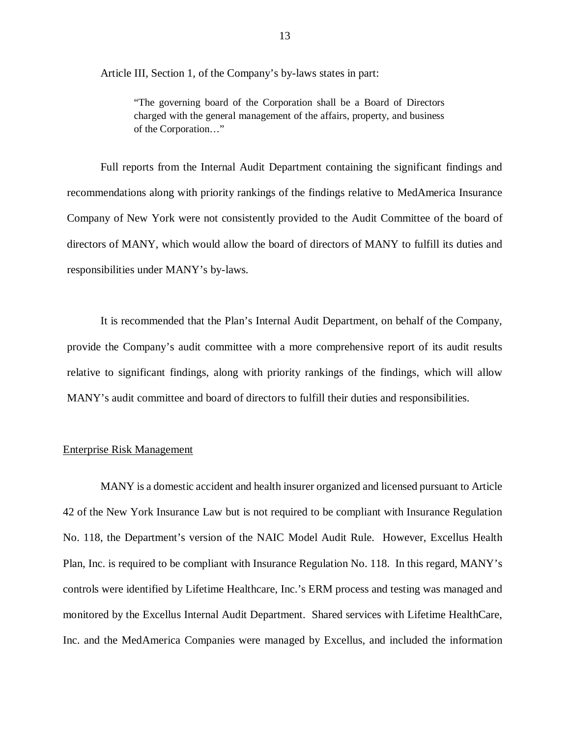Article III, Section 1, of the Company's by-laws states in part:

> "The governing board of the Corporation shall be a Board of Directors charged with the general management of the affairs, property, and business of the Corporation…"

Full reports from the Internal Audit Department containing the significant findings and recommendations along with priority rankings of the findings relative to MedAmerica Insurance Company of New York were not consistently provided to the Audit Committee of the board of directors of MANY, which would allow the board of directors of MANY to fulfill its duties and responsibilities under MANY's by-laws.

It is recommended that the Plan's Internal Audit Department, on behalf of the Company, provide the Company's audit committee with a more comprehensive report of its audit results relative to significant findings, along with priority rankings of the findings, which will allow MANY's audit committee and board of directors to fulfill their duties and responsibilities.

Enterprise Risk Management

MANY is a domestic accident and health insurer organized and licensed pursuant to Article 42 of the New York Insurance Law but is not required to be compliant with Insurance Regulation No. 118, the Department's version of the NAIC Model Audit Rule. However, Excellus Health Plan, Inc. is required to be compliant with Insurance Regulation No. 118. In this regard, MANY's controls were identified by Lifetime Healthcare, Inc.'s ERM process and testing was managed and monitored by the Excellus Internal Audit Department. Shared services with Lifetime HealthCare, Inc. and the MedAmerica Companies were managed by Excellus, and included the information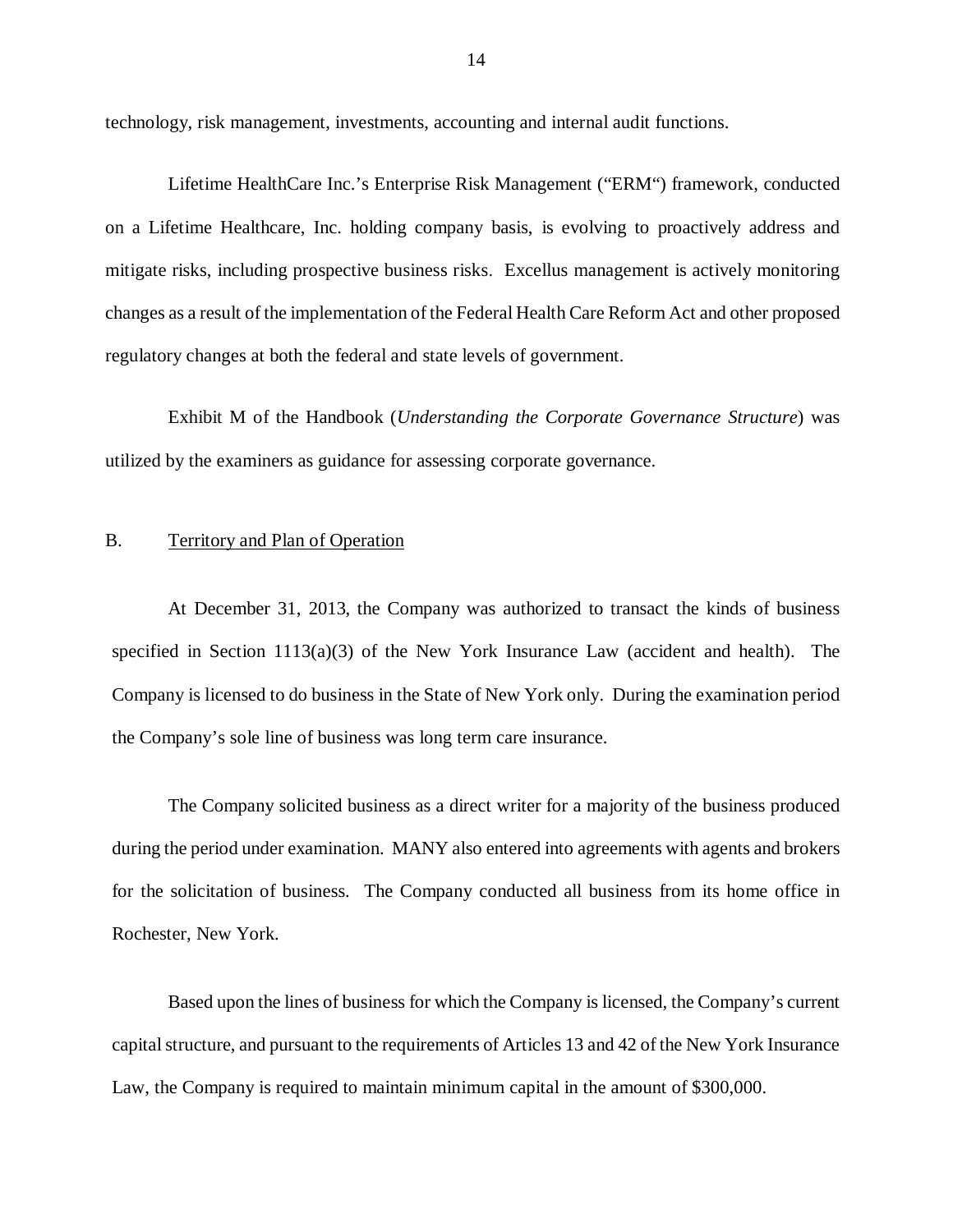technology, risk management, investments, accounting and internal audit functions.

Lifetime HealthCare Inc.'s Enterprise Risk Management ("ERM") framework, conducted on a Lifetime Healthcare, Inc. holding company basis, is evolving to proactively address and mitigate risks, including prospective business risks. Excellus management is actively monitoring changes as a result of the implementation of the Federal Health Care Reform Act and other proposed regulatory changes at both the federal and state levels of government.

Exhibit M of the Handbook (*Understanding the Corporate Governance Structure*) was utilized by the examiners as guidance for assessing corporate governance.

## B. Territory and Plan of Operation

At December 31, 2013, the Company was authorized to transact the kinds of business specified in Section 1113(a)(3) of the New York Insurance Law (accident and health). The Company is licensed to do business in the State of New York only. During the examination period the Company's sole line of business was long term care insurance.

The Company solicited business as a direct writer for a majority of the business produced during the period under examination. MANY also entered into agreements with agents and brokers for the solicitation of business. The Company conducted all business from its home office in Rochester, New York.

Based upon the lines of business for which the Company is licensed, the Company's current capital structure, and pursuant to the requirements of Articles 13 and 42 of the New York Insurance Law, the Company is required to maintain minimum capital in the amount of $300,000.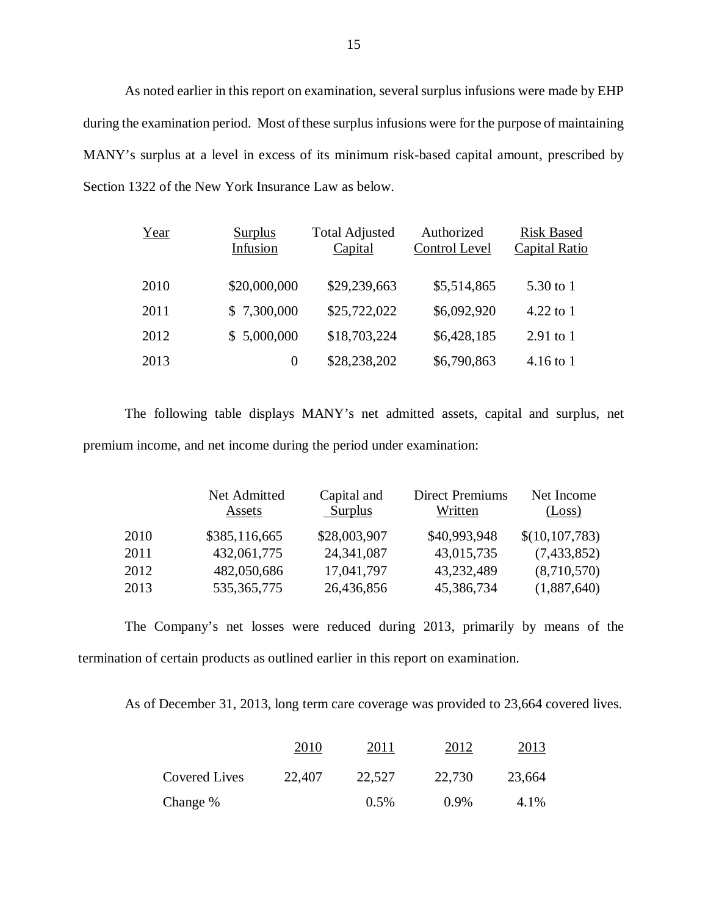As noted earlier in this report on examination, several surplus infusions were made by EHP during the examination period. Most of these surplus infusions were for the purpose of maintaining MANY's surplus at a level in excess of its minimum risk-based capital amount, prescribed by Section 1322 of the New York Insurance Law as below.

| Year | Surplus Infusion | Total Adjusted Capital | Authorized Control Level | Risk Based Capital Ratio |
|---|---|---|---|---|
| 2010 | $20,000,000 | $29,239,663 | $5,514,865 | 5.30 to 1 |
| 2011 | $ 7,300,000 | $25,722,022 | $6,092,920 | 4.22 to 1 |
| 2012 | $ 5,000,000 | $18,703,224 | $6,428,185 | 2.91 to 1 |
| 2013 | 0 | $28,238,202 | $6,790,863 | 4.16 to 1 |

The following table displays MANY's net admitted assets, capital and surplus, net premium income, and net income during the period under examination:

| | Net Admitted Assets | Capital and Surplus | Direct Premiums Written | Net Income (Loss) |
|---|---|---|---|---|
| 2010 | $385,116,665 | $28,003,907 | $40,993,948 | $(10,107,783) |
| 2011 | 432,061,775 | 24,341,087 | 43,015,735 | (7,433,852) |
| 2012 | 482,050,686 | 17,041,797 | 43,232,489 | (8,710,570) |
| 2013 | 535,365,775 | 26,436,856 | 45,386,734 | (1,887,640) |

The Company's net losses were reduced during 2013, primarily by means of the termination of certain products as outlined earlier in this report on examination.

As of December 31, 2013, long term care coverage was provided to 23,664 covered lives.

| | 2010 | 2011 | 2012 | 2013 |
|---|---|---|---|---|
| Covered Lives | 22,407 | 22,527 | 22,730 | 23,664 |
| Change % | | 0.5% | 0.9% | 4.1% |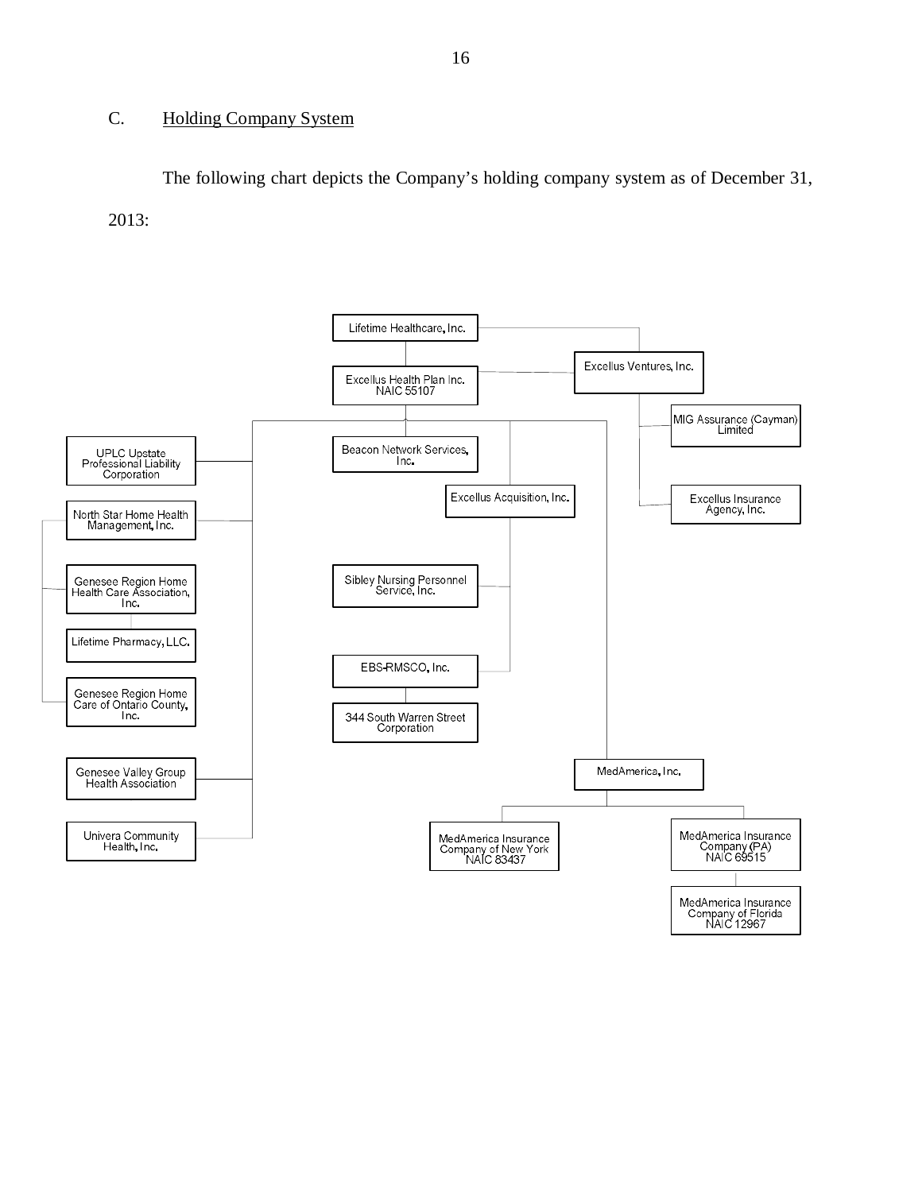C. Holding Company System

The following chart depicts the Company's holding company system as of December 31, 2013:

- Lifetime Healthcare, Inc.
  - Excellus Health Plan Inc. NAIC 55107
    - UPLC Upstate Professional Liability Corporation
    - North Star Home Health Management, Inc.
      - Genesee Region Home Health Care Association, Inc.
        - Lifetime Pharmacy, LLC.
      - Genesee Region Home Care of Ontario County, Inc.
    - Genesee Valley Group Health Association
    - Univera Community Health, Inc.
    - Beacon Network Services, Inc.
    - Excellus Acquisition, Inc.
      - Sibley Nursing Personnel Service, Inc.
      - EBS-RMSCO, Inc.
        - 344 South Warren Street Corporation
    - MedAmerica, Inc.
      - MedAmerica Insurance Company of New York NAIC 83437
      - MedAmerica Insurance Company (PA) NAIC 69515
        - MedAmerica Insurance Company of Florida NAIC 12967
  - Excellus Ventures, Inc.
    - MIG Assurance (Cayman) Limited
    - Excellus Insurance Agency, Inc.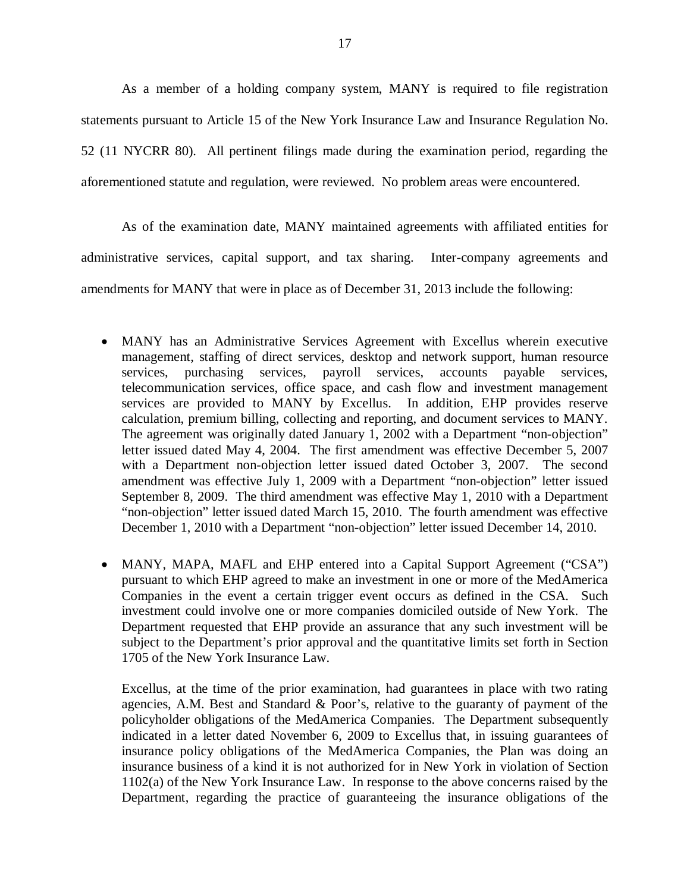As a member of a holding company system, MANY is required to file registration statements pursuant to Article 15 of the New York Insurance Law and Insurance Regulation No. 52 (11 NYCRR 80). All pertinent filings made during the examination period, regarding the aforementioned statute and regulation, were reviewed. No problem areas were encountered.

As of the examination date, MANY maintained agreements with affiliated entities for administrative services, capital support, and tax sharing. Inter-company agreements and amendments for MANY that were in place as of December 31, 2013 include the following:

- MANY has an Administrative Services Agreement with Excellus wherein executive management, staffing of direct services, desktop and network support, human resource services, purchasing services, payroll services, accounts payable services, telecommunication services, office space, and cash flow and investment management services are provided to MANY by Excellus. In addition, EHP provides reserve calculation, premium billing, collecting and reporting, and document services to MANY. The agreement was originally dated January 1, 2002 with a Department "non-objection" letter issued dated May 4, 2004. The first amendment was effective December 5, 2007 with a Department non-objection letter issued dated October 3, 2007. The second amendment was effective July 1, 2009 with a Department "non-objection" letter issued September 8, 2009. The third amendment was effective May 1, 2010 with a Department "non-objection" letter issued dated March 15, 2010. The fourth amendment was effective December 1, 2010 with a Department "non-objection" letter issued December 14, 2010.

- MANY, MAPA, MAFL and EHP entered into a Capital Support Agreement ("CSA") pursuant to which EHP agreed to make an investment in one or more of the MedAmerica Companies in the event a certain trigger event occurs as defined in the CSA. Such investment could involve one or more companies domiciled outside of New York. The Department requested that EHP provide an assurance that any such investment will be subject to the Department's prior approval and the quantitative limits set forth in Section 1705 of the New York Insurance Law.

  Excellus, at the time of the prior examination, had guarantees in place with two rating agencies, A.M. Best and Standard & Poor's, relative to the guaranty of payment of the policyholder obligations of the MedAmerica Companies. The Department subsequently indicated in a letter dated November 6, 2009 to Excellus that, in issuing guarantees of insurance policy obligations of the MedAmerica Companies, the Plan was doing an insurance business of a kind it is not authorized for in New York in violation of Section 1102(a) of the New York Insurance Law. In response to the above concerns raised by the Department, regarding the practice of guaranteeing the insurance obligations of the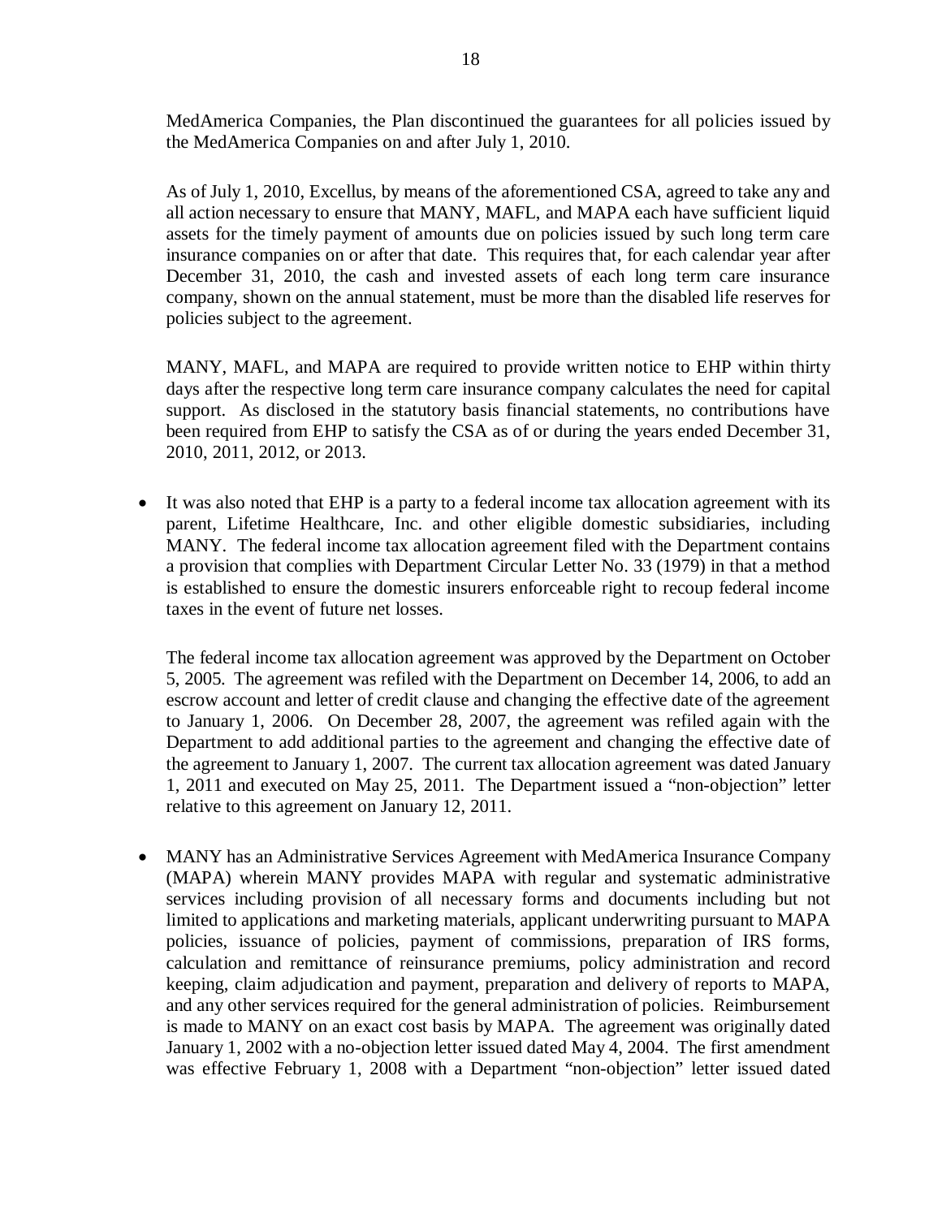MedAmerica Companies, the Plan discontinued the guarantees for all policies issued by the MedAmerica Companies on and after July 1, 2010.

As of July 1, 2010, Excellus, by means of the aforementioned CSA, agreed to take any and all action necessary to ensure that MANY, MAFL, and MAPA each have sufficient liquid assets for the timely payment of amounts due on policies issued by such long term care insurance companies on or after that date. This requires that, for each calendar year after December 31, 2010, the cash and invested assets of each long term care insurance company, shown on the annual statement, must be more than the disabled life reserves for policies subject to the agreement.

MANY, MAFL, and MAPA are required to provide written notice to EHP within thirty days after the respective long term care insurance company calculates the need for capital support. As disclosed in the statutory basis financial statements, no contributions have been required from EHP to satisfy the CSA as of or during the years ended December 31, 2010, 2011, 2012, or 2013.

- It was also noted that EHP is a party to a federal income tax allocation agreement with its parent, Lifetime Healthcare, Inc. and other eligible domestic subsidiaries, including MANY. The federal income tax allocation agreement filed with the Department contains a provision that complies with Department Circular Letter No. 33 (1979) in that a method is established to ensure the domestic insurers enforceable right to recoup federal income taxes in the event of future net losses.

  The federal income tax allocation agreement was approved by the Department on October 5, 2005. The agreement was refiled with the Department on December 14, 2006, to add an escrow account and letter of credit clause and changing the effective date of the agreement to January 1, 2006. On December 28, 2007, the agreement was refiled again with the Department to add additional parties to the agreement and changing the effective date of the agreement to January 1, 2007. The current tax allocation agreement was dated January 1, 2011 and executed on May 25, 2011. The Department issued a "non-objection" letter relative to this agreement on January 12, 2011.

- MANY has an Administrative Services Agreement with MedAmerica Insurance Company (MAPA) wherein MANY provides MAPA with regular and systematic administrative services including provision of all necessary forms and documents including but not limited to applications and marketing materials, applicant underwriting pursuant to MAPA policies, issuance of policies, payment of commissions, preparation of IRS forms, calculation and remittance of reinsurance premiums, policy administration and record keeping, claim adjudication and payment, preparation and delivery of reports to MAPA, and any other services required for the general administration of policies. Reimbursement is made to MANY on an exact cost basis by MAPA. The agreement was originally dated January 1, 2002 with a no-objection letter issued dated May 4, 2004. The first amendment was effective February 1, 2008 with a Department "non-objection" letter issued dated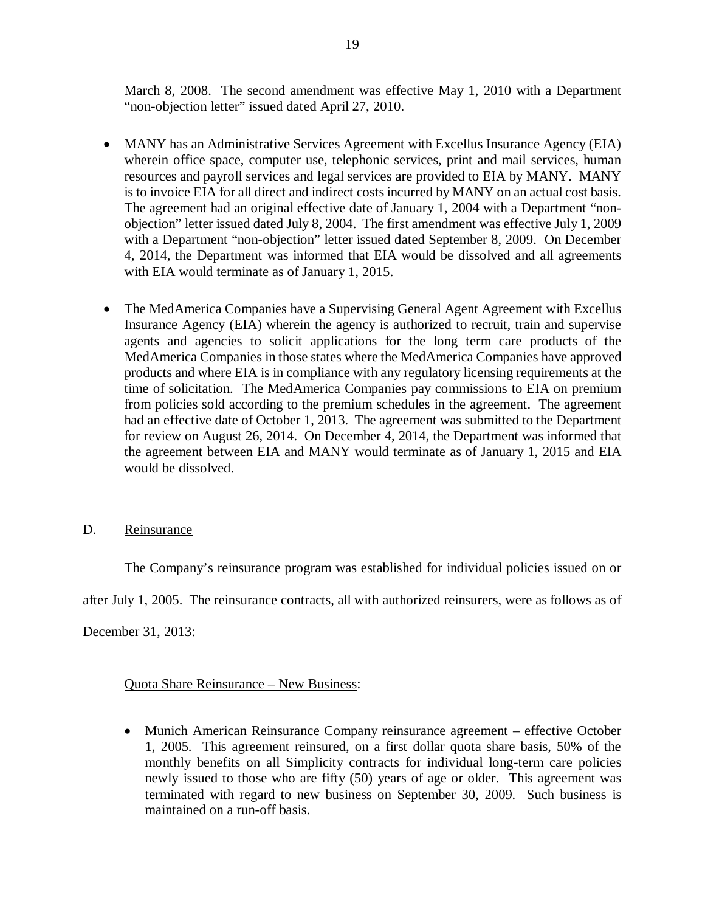March 8, 2008. The second amendment was effective May 1, 2010 with a Department "non-objection letter" issued dated April 27, 2010.

- MANY has an Administrative Services Agreement with Excellus Insurance Agency (EIA) wherein office space, computer use, telephonic services, print and mail services, human resources and payroll services and legal services are provided to EIA by MANY. MANY is to invoice EIA for all direct and indirect costs incurred by MANY on an actual cost basis. The agreement had an original effective date of January 1, 2004 with a Department "non-objection" letter issued dated July 8, 2004. The first amendment was effective July 1, 2009 with a Department "non-objection" letter issued dated September 8, 2009. On December 4, 2014, the Department was informed that EIA would be dissolved and all agreements with EIA would terminate as of January 1, 2015.

- The MedAmerica Companies have a Supervising General Agent Agreement with Excellus Insurance Agency (EIA) wherein the agency is authorized to recruit, train and supervise agents and agencies to solicit applications for the long term care products of the MedAmerica Companies in those states where the MedAmerica Companies have approved products and where EIA is in compliance with any regulatory licensing requirements at the time of solicitation. The MedAmerica Companies pay commissions to EIA on premium from policies sold according to the premium schedules in the agreement. The agreement had an effective date of October 1, 2013. The agreement was submitted to the Department for review on August 26, 2014. On December 4, 2014, the Department was informed that the agreement between EIA and MANY would terminate as of January 1, 2015 and EIA would be dissolved.

## D. Reinsurance

The Company's reinsurance program was established for individual policies issued on or after July 1, 2005. The reinsurance contracts, all with authorized reinsurers, were as follows as of December 31, 2013:

Quota Share Reinsurance – New Business:

- Munich American Reinsurance Company reinsurance agreement – effective October 1, 2005. This agreement reinsured, on a first dollar quota share basis, 50% of the monthly benefits on all Simplicity contracts for individual long-term care policies newly issued to those who are fifty (50) years of age or older. This agreement was terminated with regard to new business on September 30, 2009. Such business is maintained on a run-off basis.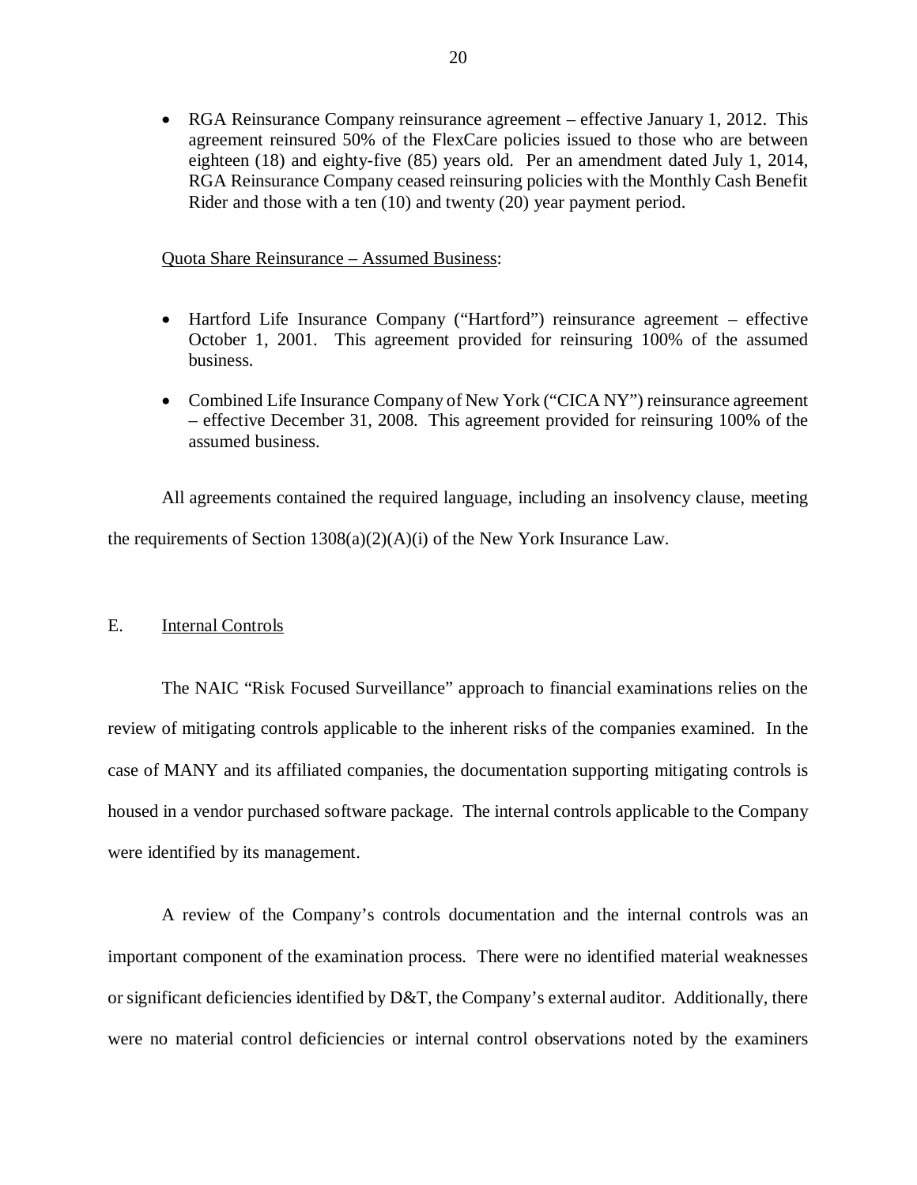- RGA Reinsurance Company reinsurance agreement – effective January 1, 2012. This agreement reinsured 50% of the FlexCare policies issued to those who are between eighteen (18) and eighty-five (85) years old. Per an amendment dated July 1, 2014, RGA Reinsurance Company ceased reinsuring policies with the Monthly Cash Benefit Rider and those with a ten (10) and twenty (20) year payment period.

<u>Quota Share Reinsurance – Assumed Business</u>:

- Hartford Life Insurance Company ("Hartford") reinsurance agreement – effective October 1, 2001. This agreement provided for reinsuring 100% of the assumed business.
- Combined Life Insurance Company of New York ("CICA NY") reinsurance agreement – effective December 31, 2008. This agreement provided for reinsuring 100% of the assumed business.

All agreements contained the required language, including an insolvency clause, meeting the requirements of Section 1308(a)(2)(A)(i) of the New York Insurance Law.

## E. <u>Internal Controls</u>

The NAIC "Risk Focused Surveillance" approach to financial examinations relies on the review of mitigating controls applicable to the inherent risks of the companies examined. In the case of MANY and its affiliated companies, the documentation supporting mitigating controls is housed in a vendor purchased software package. The internal controls applicable to the Company were identified by its management.

A review of the Company's controls documentation and the internal controls was an important component of the examination process. There were no identified material weaknesses or significant deficiencies identified by D&T, the Company's external auditor. Additionally, there were no material control deficiencies or internal control observations noted by the examiners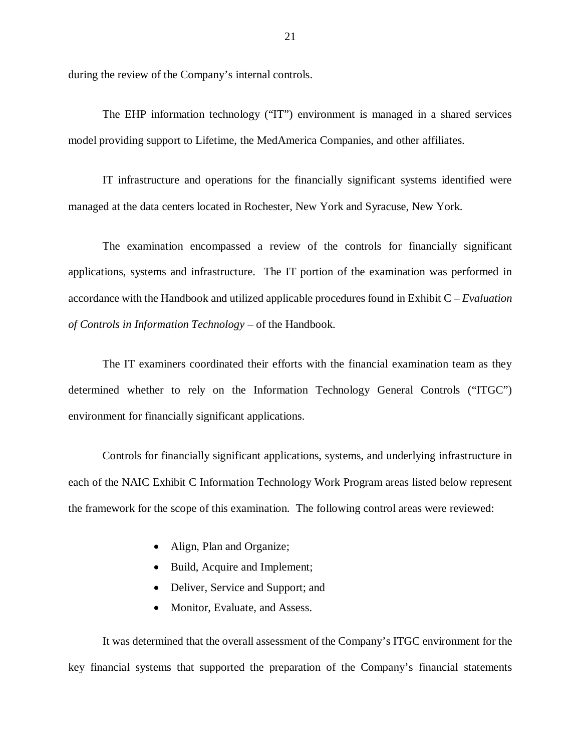during the review of the Company's internal controls.

The EHP information technology ("IT") environment is managed in a shared services model providing support to Lifetime, the MedAmerica Companies, and other affiliates.

IT infrastructure and operations for the financially significant systems identified were managed at the data centers located in Rochester, New York and Syracuse, New York.

The examination encompassed a review of the controls for financially significant applications, systems and infrastructure. The IT portion of the examination was performed in accordance with the Handbook and utilized applicable procedures found in Exhibit C – *Evaluation of Controls in Information Technology* – of the Handbook.

The IT examiners coordinated their efforts with the financial examination team as they determined whether to rely on the Information Technology General Controls ("ITGC") environment for financially significant applications.

Controls for financially significant applications, systems, and underlying infrastructure in each of the NAIC Exhibit C Information Technology Work Program areas listed below represent the framework for the scope of this examination. The following control areas were reviewed:

- Align, Plan and Organize;
- Build, Acquire and Implement;
- Deliver, Service and Support; and
- Monitor, Evaluate, and Assess.

It was determined that the overall assessment of the Company's ITGC environment for the key financial systems that supported the preparation of the Company's financial statements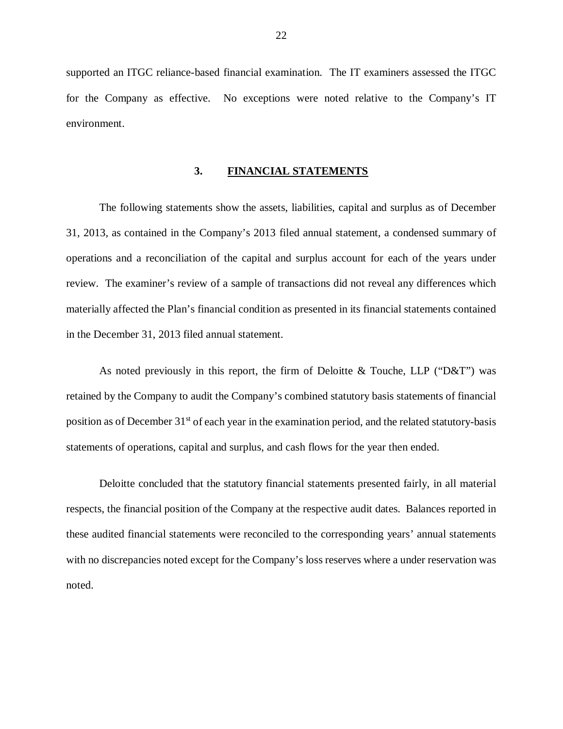supported an ITGC reliance-based financial examination. The IT examiners assessed the ITGC for the Company as effective. No exceptions were noted relative to the Company's IT environment.

## 3. FINANCIAL STATEMENTS

The following statements show the assets, liabilities, capital and surplus as of December 31, 2013, as contained in the Company's 2013 filed annual statement, a condensed summary of operations and a reconciliation of the capital and surplus account for each of the years under review. The examiner's review of a sample of transactions did not reveal any differences which materially affected the Plan's financial condition as presented in its financial statements contained in the December 31, 2013 filed annual statement.

As noted previously in this report, the firm of Deloitte & Touche, LLP ("D&T") was retained by the Company to audit the Company's combined statutory basis statements of financial position as of December 31st of each year in the examination period, and the related statutory-basis statements of operations, capital and surplus, and cash flows for the year then ended.

Deloitte concluded that the statutory financial statements presented fairly, in all material respects, the financial position of the Company at the respective audit dates. Balances reported in these audited financial statements were reconciled to the corresponding years' annual statements with no discrepancies noted except for the Company's loss reserves where a under reservation was noted.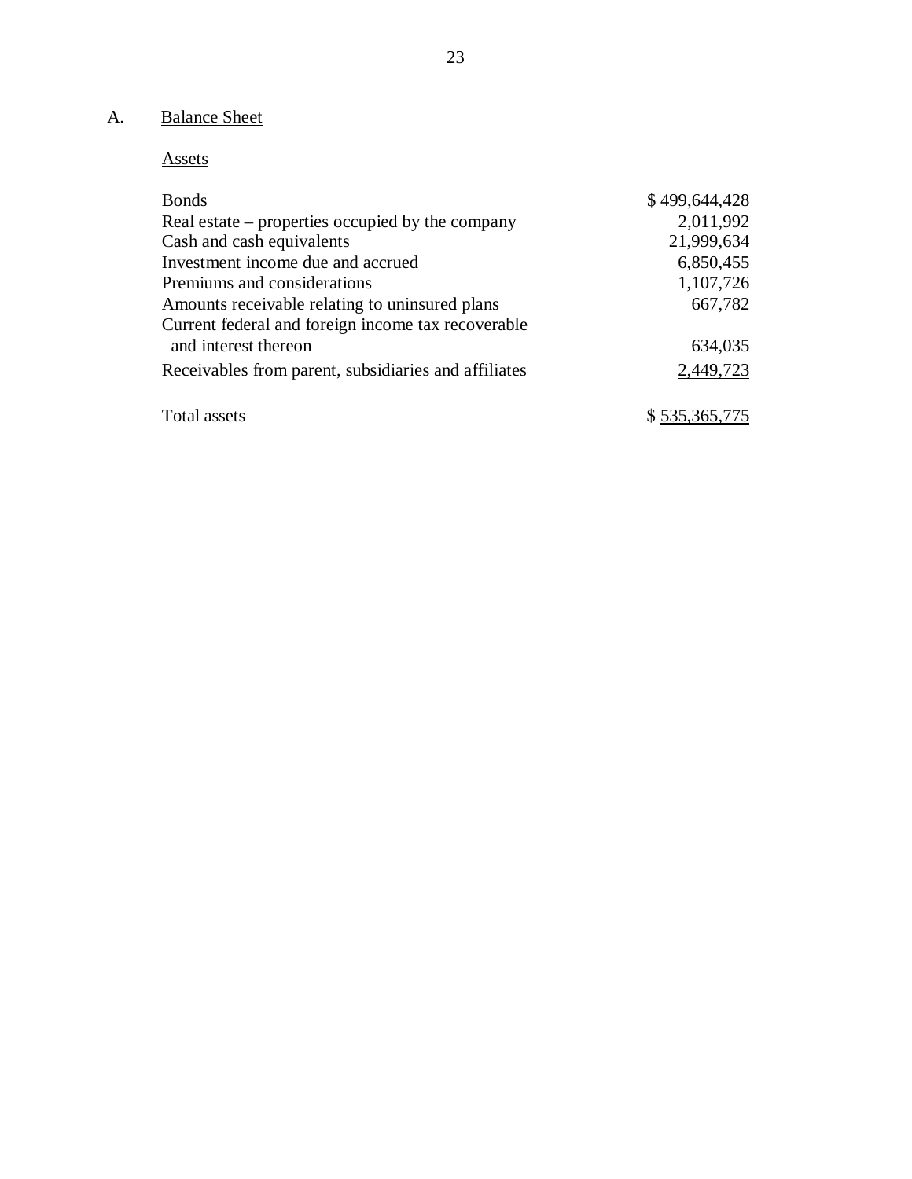## A. Balance Sheet

### Assets

| | |
|---|---|
| Bonds | $ 499,644,428 |
| Real estate – properties occupied by the company | 2,011,992 |
| Cash and cash equivalents | 21,999,634 |
| Investment income due and accrued | 6,850,455 |
| Premiums and considerations | 1,107,726 |
| Amounts receivable relating to uninsured plans | 667,782 |
| Current federal and foreign income tax recoverable and interest thereon | 634,035 |
| Receivables from parent, subsidiaries and affiliates | 2,449,723 |
| Total assets | $ 535,365,775 |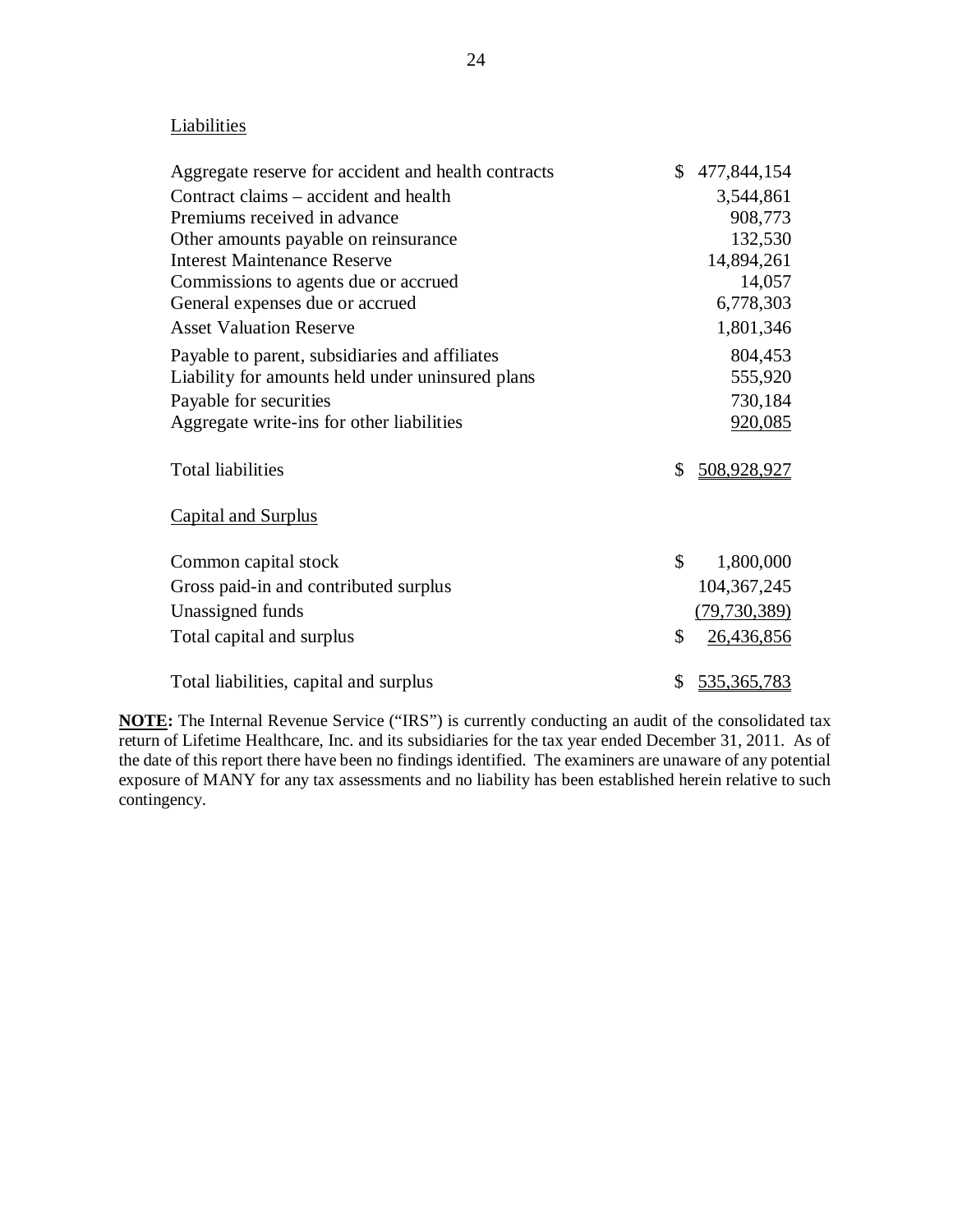Liabilities

| | |
|---|---|
| Aggregate reserve for accident and health contracts | $ 477,844,154 |
| Contract claims – accident and health | 3,544,861 |
| Premiums received in advance | 908,773 |
| Other amounts payable on reinsurance | 132,530 |
| Interest Maintenance Reserve | 14,894,261 |
| Commissions to agents due or accrued | 14,057 |
| General expenses due or accrued | 6,778,303 |
| Asset Valuation Reserve | 1,801,346 |
| Payable to parent, subsidiaries and affiliates | 804,453 |
| Liability for amounts held under uninsured plans | 555,920 |
| Payable for securities | 730,184 |
| Aggregate write-ins for other liabilities | 920,085 |
| Total liabilities | $ 508,928,927 |

Capital and Surplus

| | |
|---|---|
| Common capital stock | $ 1,800,000 |
| Gross paid-in and contributed surplus | 104,367,245 |
| Unassigned funds | (79,730,389) |
| Total capital and surplus | $ 26,436,856 |
| Total liabilities, capital and surplus | $ 535,365,783 |

**NOTE:** The Internal Revenue Service ("IRS") is currently conducting an audit of the consolidated tax return of Lifetime Healthcare, Inc. and its subsidiaries for the tax year ended December 31, 2011. As of the date of this report there have been no findings identified. The examiners are unaware of any potential exposure of MANY for any tax assessments and no liability has been established herein relative to such contingency.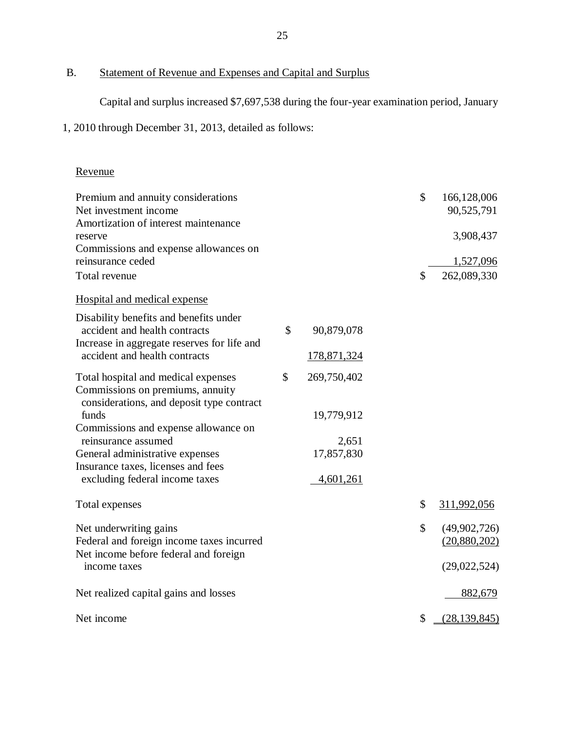B. Statement of Revenue and Expenses and Capital and Surplus

Capital and surplus increased $7,697,538 during the four-year examination period, January 1, 2010 through December 31, 2013, detailed as follows:

| | | |
|---|---|---|
| Revenue | | |
| Premium and annuity considerations | | $ 166,128,006 |
| Net investment income | | 90,525,791 |
| Amortization of interest maintenance reserve | | 3,908,437 |
| Commissions and expense allowances on reinsurance ceded | | 1,527,096 |
| Total revenue | | $ 262,089,330 |
| Hospital and medical expense | | |
| Disability benefits and benefits under accident and health contracts | $ 90,879,078 | |
| Increase in aggregate reserves for life and accident and health contracts | 178,871,324 | |
| Total hospital and medical expenses | $ 269,750,402 | |
| Commissions on premiums, annuity considerations, and deposit type contract funds | 19,779,912 | |
| Commissions and expense allowance on reinsurance assumed | 2,651 | |
| General administrative expenses | 17,857,830 | |
| Insurance taxes, licenses and fees excluding federal income taxes | 4,601,261 | |
| Total expenses | | $ 311,992,056 |
| Net underwriting gains | | $ (49,902,726) |
| Federal and foreign income taxes incurred | | (20,880,202) |
| Net income before federal and foreign income taxes | | (29,022,524) |
| Net realized capital gains and losses | | 882,679 |
| Net income | | $ (28,139,845) |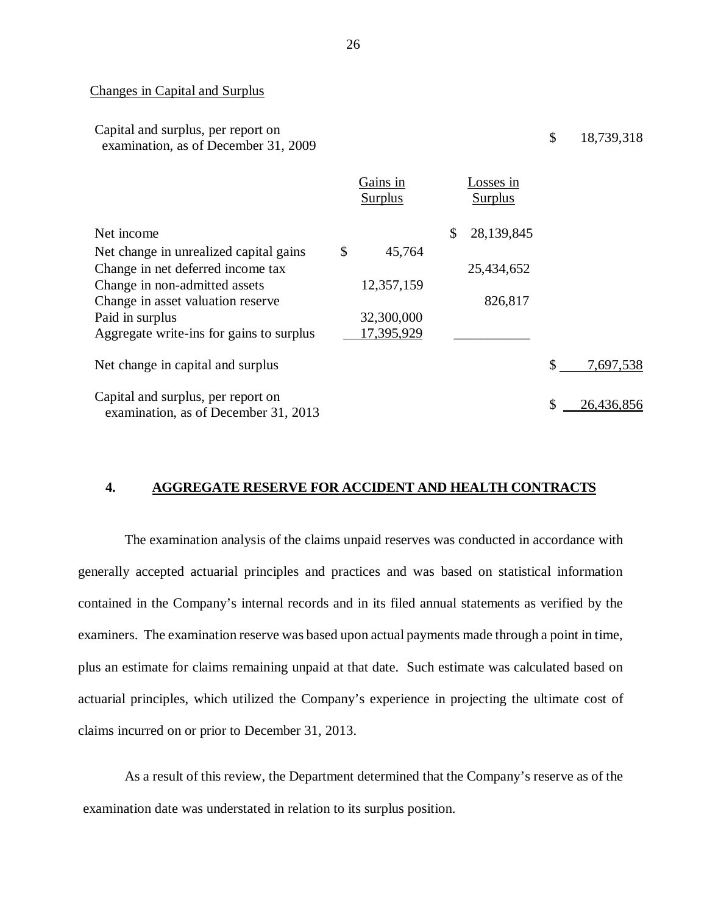Changes in Capital and Surplus

| | Gains in Surplus | Losses in Surplus | |
|---|---|---|---|
| Capital and surplus, per report on examination, as of December 31, 2009 | | | $ 18,739,318 |
| Net income | | $ 28,139,845 | |
| Net change in unrealized capital gains | $ 45,764 | | |
| Change in net deferred income tax | | 25,434,652 | |
| Change in non-admitted assets | 12,357,159 | | |
| Change in asset valuation reserve | | 826,817 | |
| Paid in surplus | 32,300,000 | | |
| Aggregate write-ins for gains to surplus | 17,395,929 | | |
| Net change in capital and surplus | | | $ 7,697,538 |
| Capital and surplus, per report on examination, as of December 31, 2013 | | | $ 26,436,856 |

## 4. AGGREGATE RESERVE FOR ACCIDENT AND HEALTH CONTRACTS

The examination analysis of the claims unpaid reserves was conducted in accordance with generally accepted actuarial principles and practices and was based on statistical information contained in the Company's internal records and in its filed annual statements as verified by the examiners. The examination reserve was based upon actual payments made through a point in time, plus an estimate for claims remaining unpaid at that date. Such estimate was calculated based on actuarial principles, which utilized the Company's experience in projecting the ultimate cost of claims incurred on or prior to December 31, 2013.

As a result of this review, the Department determined that the Company's reserve as of the examination date was understated in relation to its surplus position.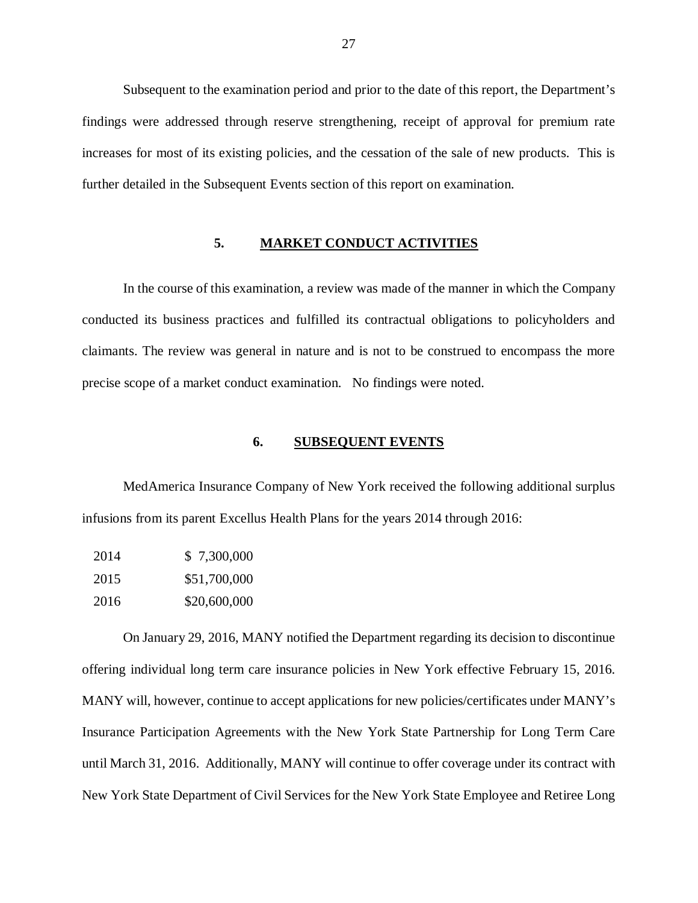Subsequent to the examination period and prior to the date of this report, the Department's findings were addressed through reserve strengthening, receipt of approval for premium rate increases for most of its existing policies, and the cessation of the sale of new products. This is further detailed in the Subsequent Events section of this report on examination.

## 5. MARKET CONDUCT ACTIVITIES

In the course of this examination, a review was made of the manner in which the Company conducted its business practices and fulfilled its contractual obligations to policyholders and claimants. The review was general in nature and is not to be construed to encompass the more precise scope of a market conduct examination. No findings were noted.

## 6. SUBSEQUENT EVENTS

MedAmerica Insurance Company of New York received the following additional surplus infusions from its parent Excellus Health Plans for the years 2014 through 2016:

| | |
|---|---|
| 2014 | $ 7,300,000 |
| 2015 | $51,700,000 |
| 2016 | $20,600,000 |

On January 29, 2016, MANY notified the Department regarding its decision to discontinue offering individual long term care insurance policies in New York effective February 15, 2016. MANY will, however, continue to accept applications for new policies/certificates under MANY's Insurance Participation Agreements with the New York State Partnership for Long Term Care until March 31, 2016. Additionally, MANY will continue to offer coverage under its contract with New York State Department of Civil Services for the New York State Employee and Retiree Long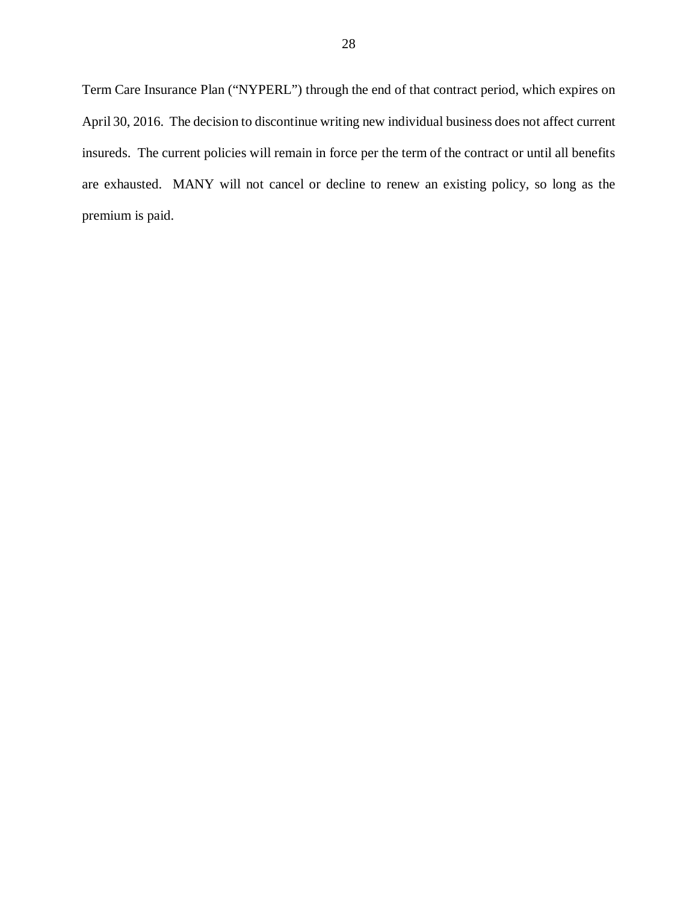Term Care Insurance Plan ("NYPERL") through the end of that contract period, which expires on April 30, 2016. The decision to discontinue writing new individual business does not affect current insureds. The current policies will remain in force per the term of the contract or until all benefits are exhausted. MANY will not cancel or decline to renew an existing policy, so long as the premium is paid.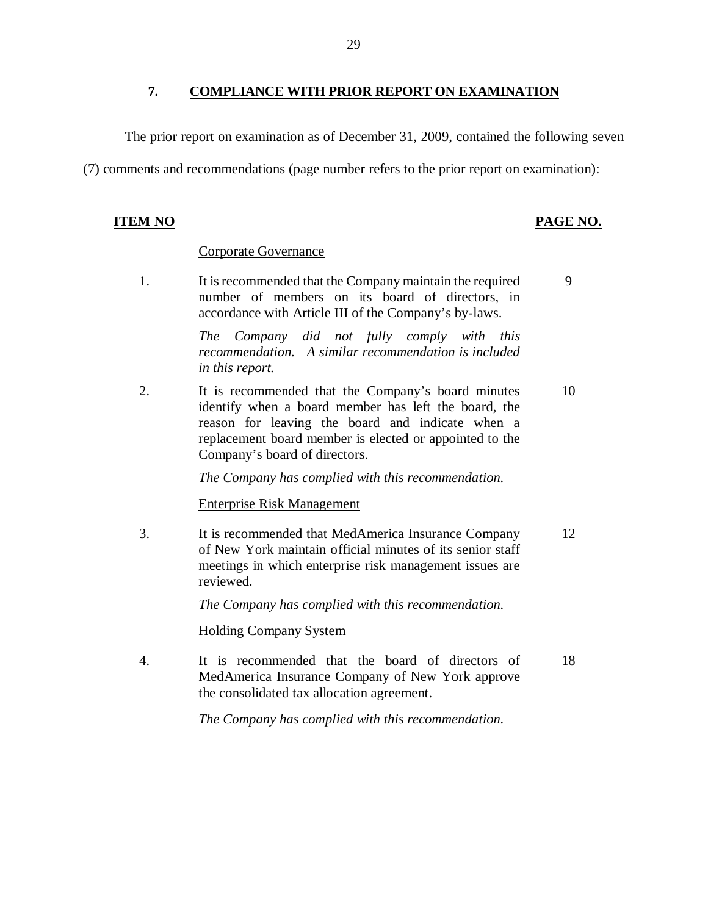## 7. COMPLIANCE WITH PRIOR REPORT ON EXAMINATION

The prior report on examination as of December 31, 2009, contained the following seven (7) comments and recommendations (page number refers to the prior report on examination):

| ITEM NO | | PAGE NO. |
|---|---|---|
| | Corporate Governance | |
| 1. | It is recommended that the Company maintain the required number of members on its board of directors, in accordance with Article III of the Company's by-laws.<br><br>*The Company did not fully comply with this recommendation. A similar recommendation is included in this report.* | 9 |
| 2. | It is recommended that the Company's board minutes identify when a board member has left the board, the reason for leaving the board and indicate when a replacement board member is elected or appointed to the Company's board of directors.<br><br>*The Company has complied with this recommendation.* | 10 |
| | Enterprise Risk Management | |
| 3. | It is recommended that MedAmerica Insurance Company of New York maintain official minutes of its senior staff meetings in which enterprise risk management issues are reviewed.<br><br>*The Company has complied with this recommendation.* | 12 |
| | Holding Company System | |
| 4. | It is recommended that the board of directors of MedAmerica Insurance Company of New York approve the consolidated tax allocation agreement.<br><br>*The Company has complied with this recommendation.* | 18 |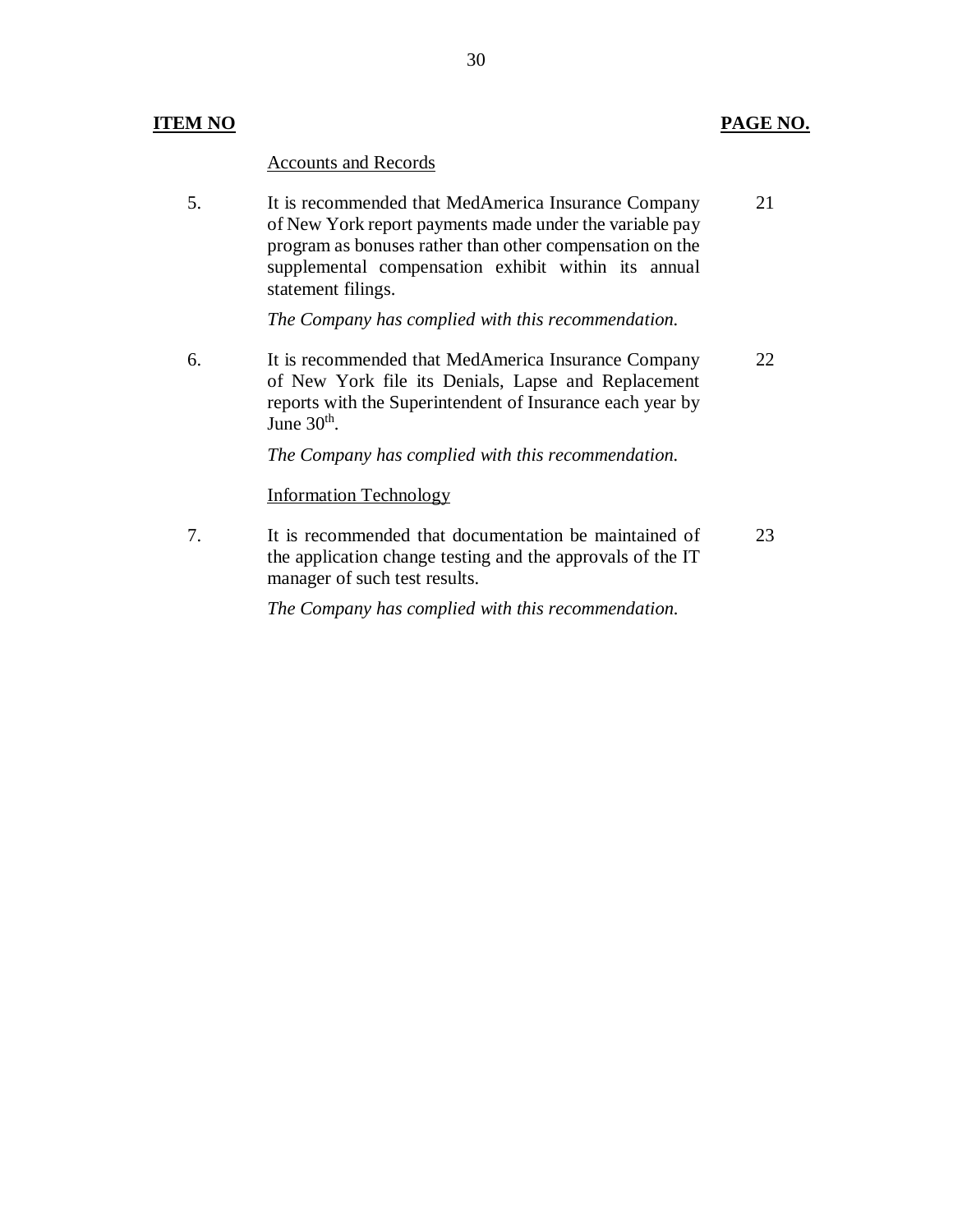| ITEM NO | | PAGE NO. |
|---|---|---|
| | Accounts and Records | |
| 5. | It is recommended that MedAmerica Insurance Company of New York report payments made under the variable pay program as bonuses rather than other compensation on the supplemental compensation exhibit within its annual statement filings.<br><br>*The Company has complied with this recommendation.* | 21 |
| 6. | It is recommended that MedAmerica Insurance Company of New York file its Denials, Lapse and Replacement reports with the Superintendent of Insurance each year by June 30th.<br><br>*The Company has complied with this recommendation.* | 22 |
| | Information Technology | |
| 7. | It is recommended that documentation be maintained of the application change testing and the approvals of the IT manager of such test results.<br><br>*The Company has complied with this recommendation.* | 23 |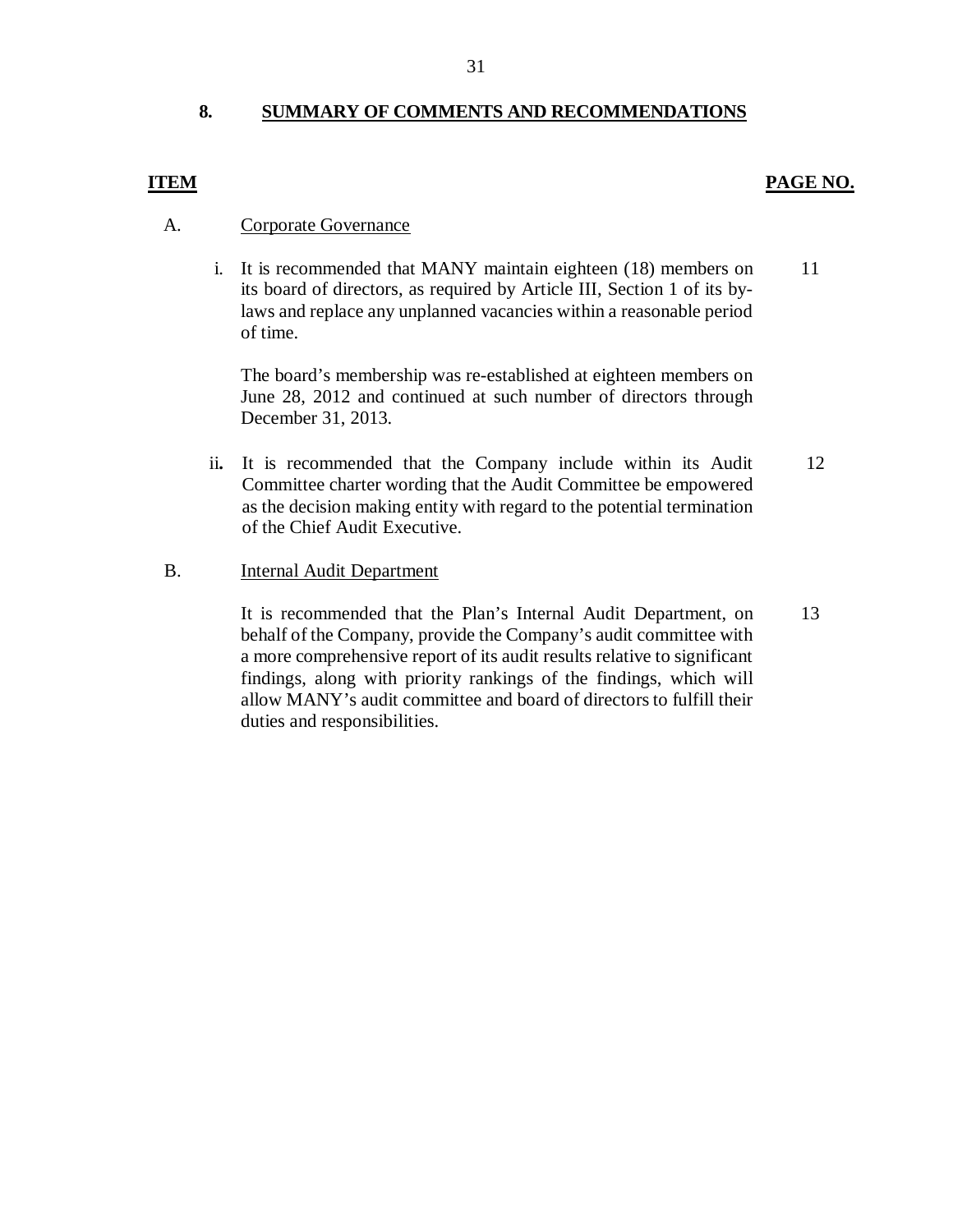## 8. SUMMARY OF COMMENTS AND RECOMMENDATIONS

| ITEM | | PAGE NO. |
|---|---|---|
| A. | Corporate Governance | |
| | i. It is recommended that MANY maintain eighteen (18) members on its board of directors, as required by Article III, Section 1 of its by-laws and replace any unplanned vacancies within a reasonable period of time.<br><br>The board's membership was re-established at eighteen members on June 28, 2012 and continued at such number of directors through December 31, 2013. | 11 |
| | ii. It is recommended that the Company include within its Audit Committee charter wording that the Audit Committee be empowered as the decision making entity with regard to the potential termination of the Chief Audit Executive. | 12 |
| B. | Internal Audit Department | |
| | It is recommended that the Plan's Internal Audit Department, on behalf of the Company, provide the Company's audit committee with a more comprehensive report of its audit results relative to significant findings, along with priority rankings of the findings, which will allow MANY's audit committee and board of directors to fulfill their duties and responsibilities. | 13 |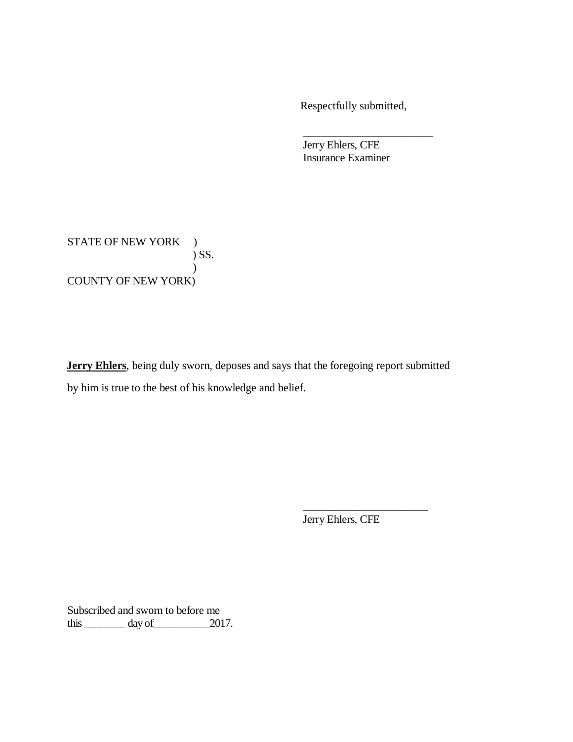Respectfully submitted,

\_\_\_\_\_\_\_\_\_\_\_\_\_\_\_\_\_\_\_\_\_\_\_\_

Jerry Ehlers, CFE
Insurance Examiner

STATE OF NEW YORK )
) SS.
)
COUNTY OF NEW YORK)

**Jerry Ehlers**, being duly sworn, deposes and says that the foregoing report submitted by him is true to the best of his knowledge and belief.

\_\_\_\_\_\_\_\_\_\_\_\_\_\_\_\_\_\_\_\_\_\_\_

Jerry Ehlers, CFE

Subscribed and sworn to before me
this \_\_\_\_\_\_\_\_ day of\_\_\_\_\_\_\_\_\_\_\_2017.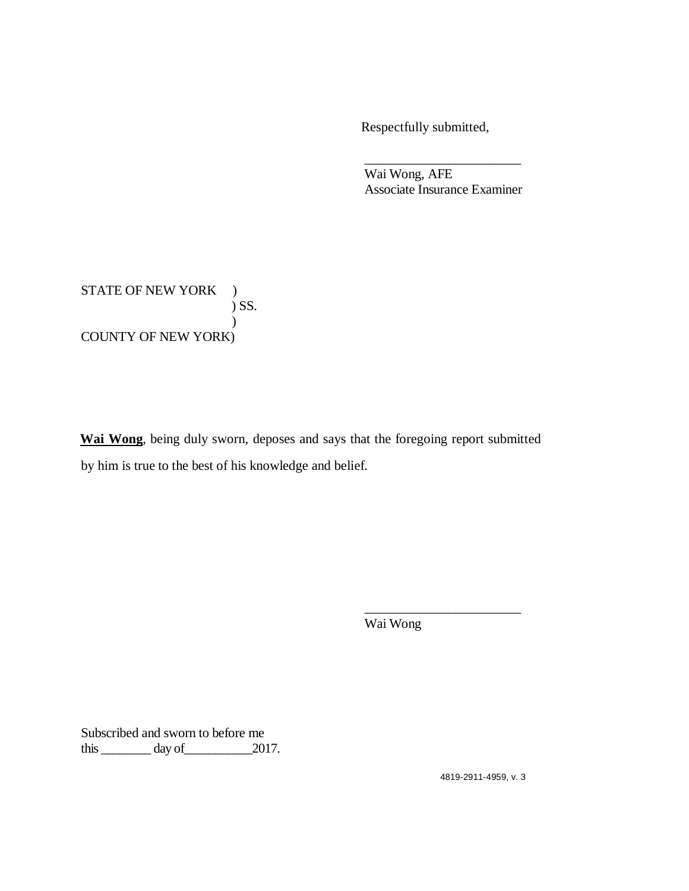Respectfully submitted,

\_\_\_\_\_\_\_\_\_\_\_\_\_\_\_\_\_\_\_\_\_\_\_\_

Wai Wong, AFE
Associate Insurance Examiner

STATE OF NEW YORK )
) SS.
)
COUNTY OF NEW YORK)

**Wai Wong**, being duly sworn, deposes and says that the foregoing report submitted by him is true to the best of his knowledge and belief.

\_\_\_\_\_\_\_\_\_\_\_\_\_\_\_\_\_\_\_\_\_\_\_\_

Wai Wong

Subscribed and sworn to before me
this \_\_\_\_\_\_\_\_ day of\_\_\_\_\_\_\_\_\_\_\_2017.

4819-2911-4959, v. 3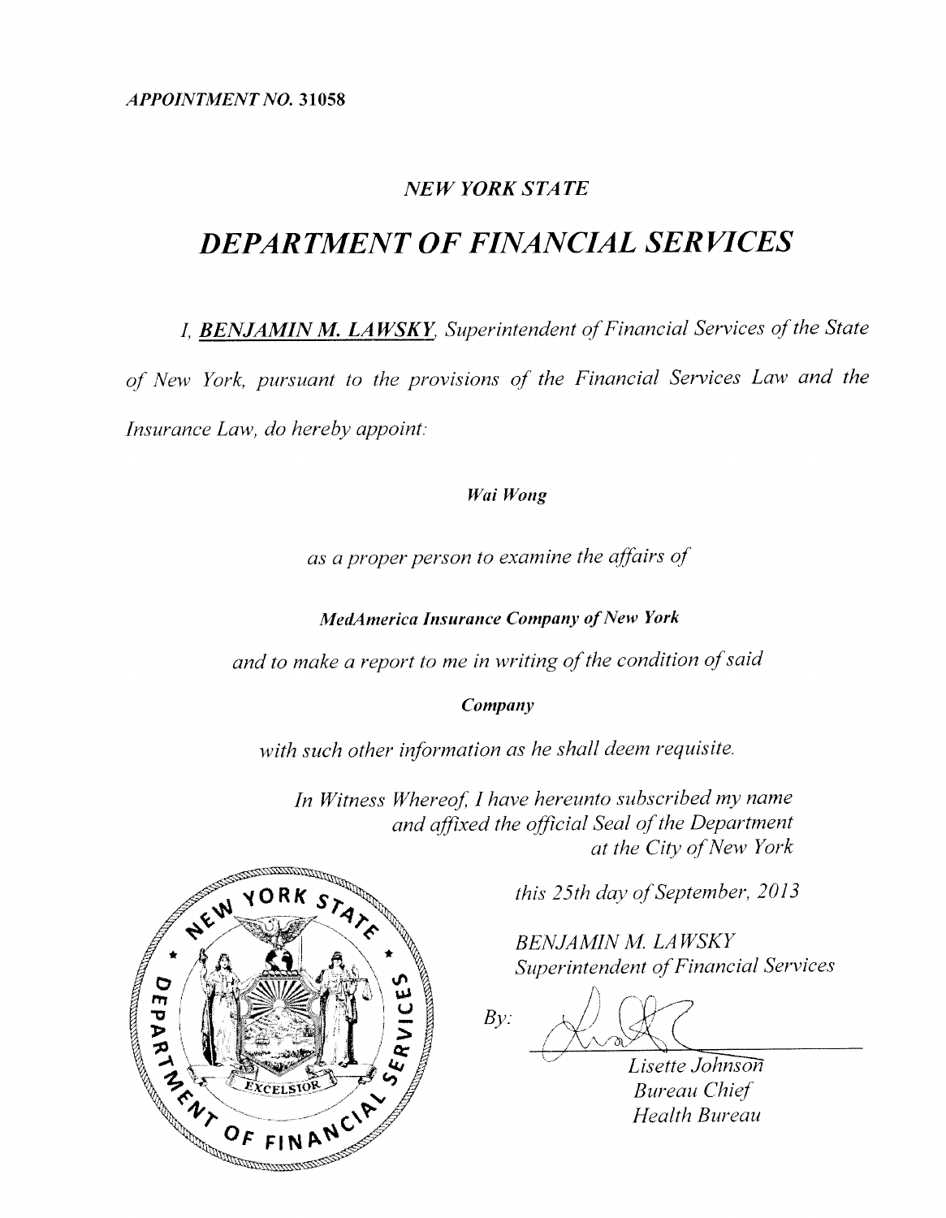*APPOINTMENT NO.* **31058**

### *NEW YORK STATE*

# *DEPARTMENT OF FINANCIAL SERVICES*

*I,* ***BENJAMIN M. LAWSKY****, Superintendent of Financial Services of the State of New York, pursuant to the provisions of the Financial Services Law and the Insurance Law, do hereby appoint:*

***Wai Wong***

*as a proper person to examine the affairs of*

***MedAmerica Insurance Company of New York***

*and to make a report to me in writing of the condition of said*

***Company***

*with such other information as he shall deem requisite.*

*In Witness Whereof, I have hereunto subscribed my name and affixed the official Seal of the Department at the City of New York*

*this 25th day of September, 2013*

*BENJAMIN M. LAWSKY*
*Superintendent of Financial Services*

*By:*

*Lisette Johnson*
*Bureau Chief*
*Health Bureau*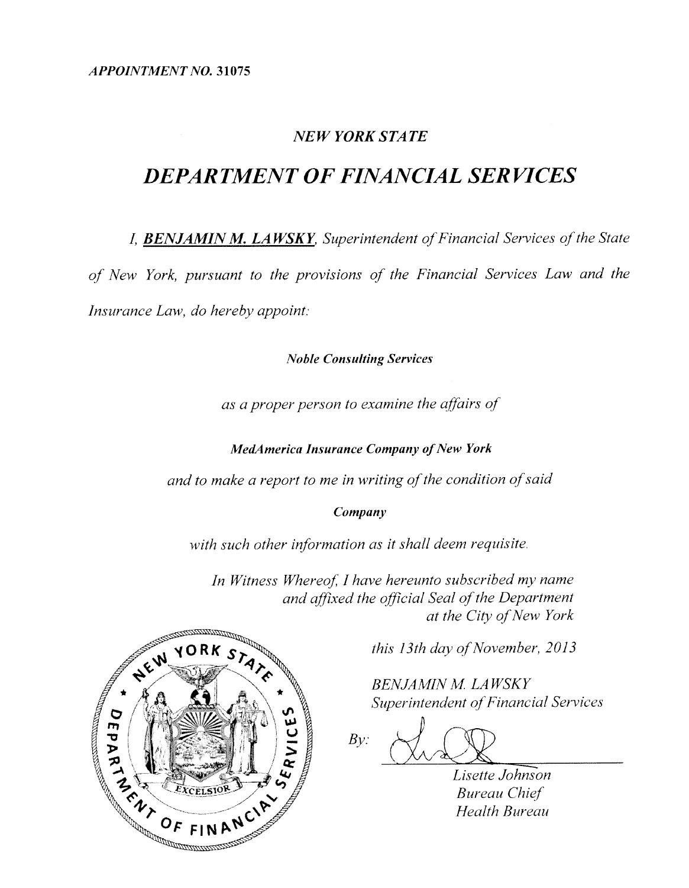*APPOINTMENT NO.* **31075**

## *NEW YORK STATE*

# *DEPARTMENT OF FINANCIAL SERVICES*

*I,* ***BENJAMIN M. LAWSKY****, Superintendent of Financial Services of the State of New York, pursuant to the provisions of the Financial Services Law and the Insurance Law, do hereby appoint:*

***Noble Consulting Services***

*as a proper person to examine the affairs of*

***MedAmerica Insurance Company of New York***

*and to make a report to me in writing of the condition of said*

***Company***

*with such other information as it shall deem requisite.*

*In Witness Whereof, I have hereunto subscribed my name and affixed the official Seal of the Department at the City of New York*

*this 13th day of November, 2013*

*BENJAMIN M. LAWSKY*
*Superintendent of Financial Services*

*By:*

*Lisette Johnson*
*Bureau Chief*
*Health Bureau*